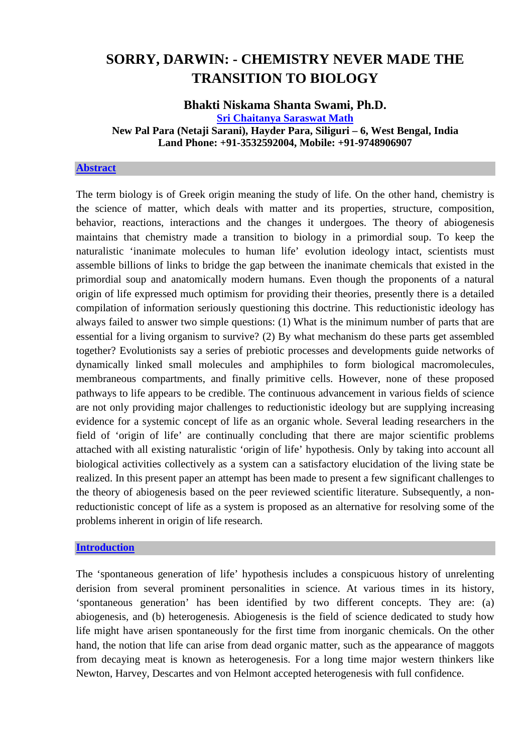# SORRY, DARWIN: - CHEMISTRY NEVER MADE THE TRANSITION TO BIOLOGY

**Bhakti Niskama Shanta Swami, Ph.D.**

**Sri Chaitanya Saraswat Math**

**New Pal Para (Netaji Sarani), Hayder Para, Siliguri – 6, West Bengal, India**
**Land Phone: +91-3532592004, Mobile: +91-9748906907**

## Abstract

The term biology is of Greek origin meaning the study of life. On the other hand, chemistry is the science of matter, which deals with matter and its properties, structure, composition, behavior, reactions, interactions and the changes it undergoes. The theory of abiogenesis maintains that chemistry made a transition to biology in a primordial soup. To keep the naturalistic 'inanimate molecules to human life' evolution ideology intact, scientists must assemble billions of links to bridge the gap between the inanimate chemicals that existed in the primordial soup and anatomically modern humans. Even though the proponents of a natural origin of life expressed much optimism for providing their theories, presently there is a detailed compilation of information seriously questioning this doctrine. This reductionistic ideology has always failed to answer two simple questions: (1) What is the minimum number of parts that are essential for a living organism to survive? (2) By what mechanism do these parts get assembled together? Evolutionists say a series of prebiotic processes and developments guide networks of dynamically linked small molecules and amphiphiles to form biological macromolecules, membraneous compartments, and finally primitive cells. However, none of these proposed pathways to life appears to be credible. The continuous advancement in various fields of science are not only providing major challenges to reductionistic ideology but are supplying increasing evidence for a systemic concept of life as an organic whole. Several leading researchers in the field of 'origin of life' are continually concluding that there are major scientific problems attached with all existing naturalistic 'origin of life' hypothesis. Only by taking into account all biological activities collectively as a system can a satisfactory elucidation of the living state be realized. In this present paper an attempt has been made to present a few significant challenges to the theory of abiogenesis based on the peer reviewed scientific literature. Subsequently, a non-reductionistic concept of life as a system is proposed as an alternative for resolving some of the problems inherent in origin of life research.

## Introduction

The 'spontaneous generation of life' hypothesis includes a conspicuous history of unrelenting derision from several prominent personalities in science. At various times in its history, 'spontaneous generation' has been identified by two different concepts. They are: (a) abiogenesis, and (b) heterogenesis. Abiogenesis is the field of science dedicated to study how life might have arisen spontaneously for the first time from inorganic chemicals. On the other hand, the notion that life can arise from dead organic matter, such as the appearance of maggots from decaying meat is known as heterogenesis. For a long time major western thinkers like Newton, Harvey, Descartes and von Helmont accepted heterogenesis with full confidence.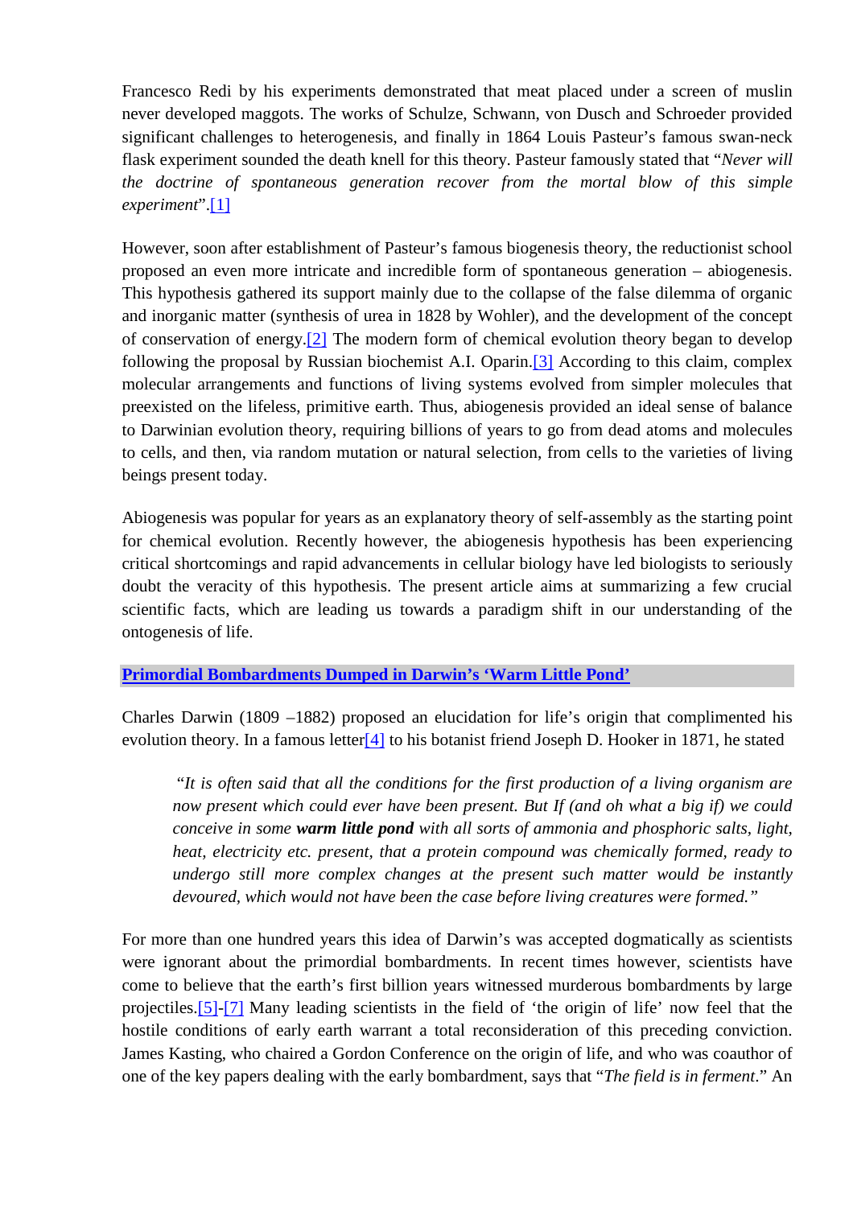Francesco Redi by his experiments demonstrated that meat placed under a screen of muslin never developed maggots. The works of Schulze, Schwann, von Dusch and Schroeder provided significant challenges to heterogenesis, and finally in 1864 Louis Pasteur's famous swan-neck flask experiment sounded the death knell for this theory. Pasteur famously stated that "*Never will the doctrine of spontaneous generation recover from the mortal blow of this simple experiment*".[1]

However, soon after establishment of Pasteur's famous biogenesis theory, the reductionist school proposed an even more intricate and incredible form of spontaneous generation – abiogenesis. This hypothesis gathered its support mainly due to the collapse of the false dilemma of organic and inorganic matter (synthesis of urea in 1828 by Wohler), and the development of the concept of conservation of energy.[2] The modern form of chemical evolution theory began to develop following the proposal by Russian biochemist A.I. Oparin.[3] According to this claim, complex molecular arrangements and functions of living systems evolved from simpler molecules that preexisted on the lifeless, primitive earth. Thus, abiogenesis provided an ideal sense of balance to Darwinian evolution theory, requiring billions of years to go from dead atoms and molecules to cells, and then, via random mutation or natural selection, from cells to the varieties of living beings present today.

Abiogenesis was popular for years as an explanatory theory of self-assembly as the starting point for chemical evolution. Recently however, the abiogenesis hypothesis has been experiencing critical shortcomings and rapid advancements in cellular biology have led biologists to seriously doubt the veracity of this hypothesis. The present article aims at summarizing a few crucial scientific facts, which are leading us towards a paradigm shift in our understanding of the ontogenesis of life.

## Primordial Bombardments Dumped in Darwin's 'Warm Little Pond'

Charles Darwin (1809 –1882) proposed an elucidation for life's origin that complimented his evolution theory. In a famous letter[4] to his botanist friend Joseph D. Hooker in 1871, he stated

> "*It is often said that all the conditions for the first production of a living organism are now present which could ever have been present. But If (and oh what a big if) we could conceive in some **warm little pond** with all sorts of ammonia and phosphoric salts, light, heat, electricity etc. present, that a protein compound was chemically formed, ready to undergo still more complex changes at the present such matter would be instantly devoured, which would not have been the case before living creatures were formed.*"

For more than one hundred years this idea of Darwin's was accepted dogmatically as scientists were ignorant about the primordial bombardments. In recent times however, scientists have come to believe that the earth's first billion years witnessed murderous bombardments by large projectiles.[5]-[7] Many leading scientists in the field of 'the origin of life' now feel that the hostile conditions of early earth warrant a total reconsideration of this preceding conviction. James Kasting, who chaired a Gordon Conference on the origin of life, and who was coauthor of one of the key papers dealing with the early bombardment, says that "*The field is in ferment*." An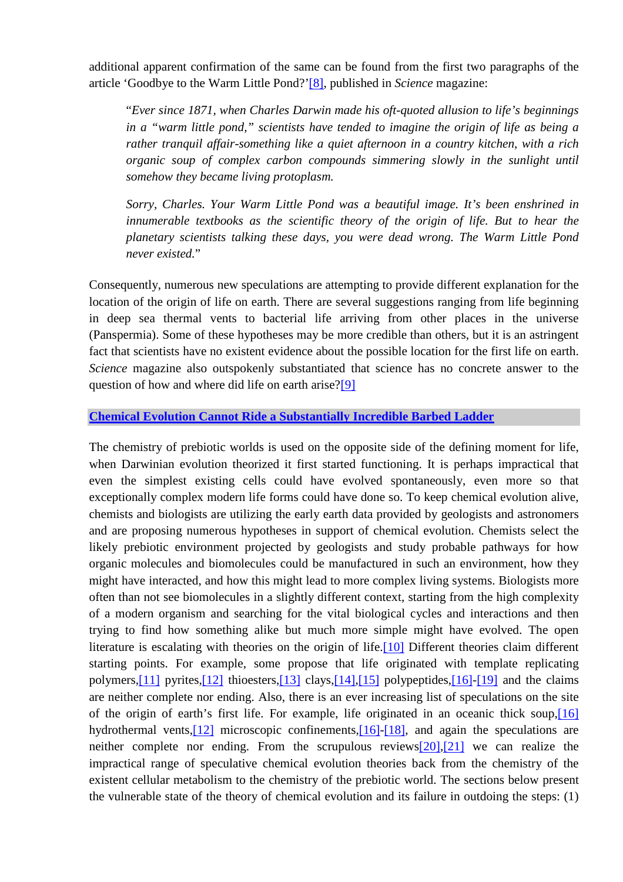additional apparent confirmation of the same can be found from the first two paragraphs of the article 'Goodbye to the Warm Little Pond?'[8], published in *Science* magazine:

> "*Ever since 1871, when Charles Darwin made his oft-quoted allusion to life's beginnings in a "warm little pond," scientists have tended to imagine the origin of life as being a rather tranquil affair-something like a quiet afternoon in a country kitchen, with a rich organic soup of complex carbon compounds simmering slowly in the sunlight until somehow they became living protoplasm.*
>
> *Sorry, Charles. Your Warm Little Pond was a beautiful image. It's been enshrined in innumerable textbooks as the scientific theory of the origin of life. But to hear the planetary scientists talking these days, you were dead wrong. The Warm Little Pond never existed.*"

Consequently, numerous new speculations are attempting to provide different explanation for the location of the origin of life on earth. There are several suggestions ranging from life beginning in deep sea thermal vents to bacterial life arriving from other places in the universe (Panspermia). Some of these hypotheses may be more credible than others, but it is an astringent fact that scientists have no existent evidence about the possible location for the first life on earth. *Science* magazine also outspokenly substantiated that science has no concrete answer to the question of how and where did life on earth arise?[9]

## Chemical Evolution Cannot Ride a Substantially Incredible Barbed Ladder

The chemistry of prebiotic worlds is used on the opposite side of the defining moment for life, when Darwinian evolution theorized it first started functioning. It is perhaps impractical that even the simplest existing cells could have evolved spontaneously, even more so that exceptionally complex modern life forms could have done so. To keep chemical evolution alive, chemists and biologists are utilizing the early earth data provided by geologists and astronomers and are proposing numerous hypotheses in support of chemical evolution. Chemists select the likely prebiotic environment projected by geologists and study probable pathways for how organic molecules and biomolecules could be manufactured in such an environment, how they might have interacted, and how this might lead to more complex living systems. Biologists more often than not see biomolecules in a slightly different context, starting from the high complexity of a modern organism and searching for the vital biological cycles and interactions and then trying to find how something alike but much more simple might have evolved. The open literature is escalating with theories on the origin of life.[10] Different theories claim different starting points. For example, some propose that life originated with template replicating polymers,[11] pyrites,[12] thioesters,[13] clays,[14],[15] polypeptides,[16]-[19] and the claims are neither complete nor ending. Also, there is an ever increasing list of speculations on the site of the origin of earth's first life. For example, life originated in an oceanic thick soup,[16] hydrothermal vents,[12] microscopic confinements,[16]-[18], and again the speculations are neither complete nor ending. From the scrupulous reviews[20],[21] we can realize the impractical range of speculative chemical evolution theories back from the chemistry of the existent cellular metabolism to the chemistry of the prebiotic world. The sections below present the vulnerable state of the theory of chemical evolution and its failure in outdoing the steps: (1)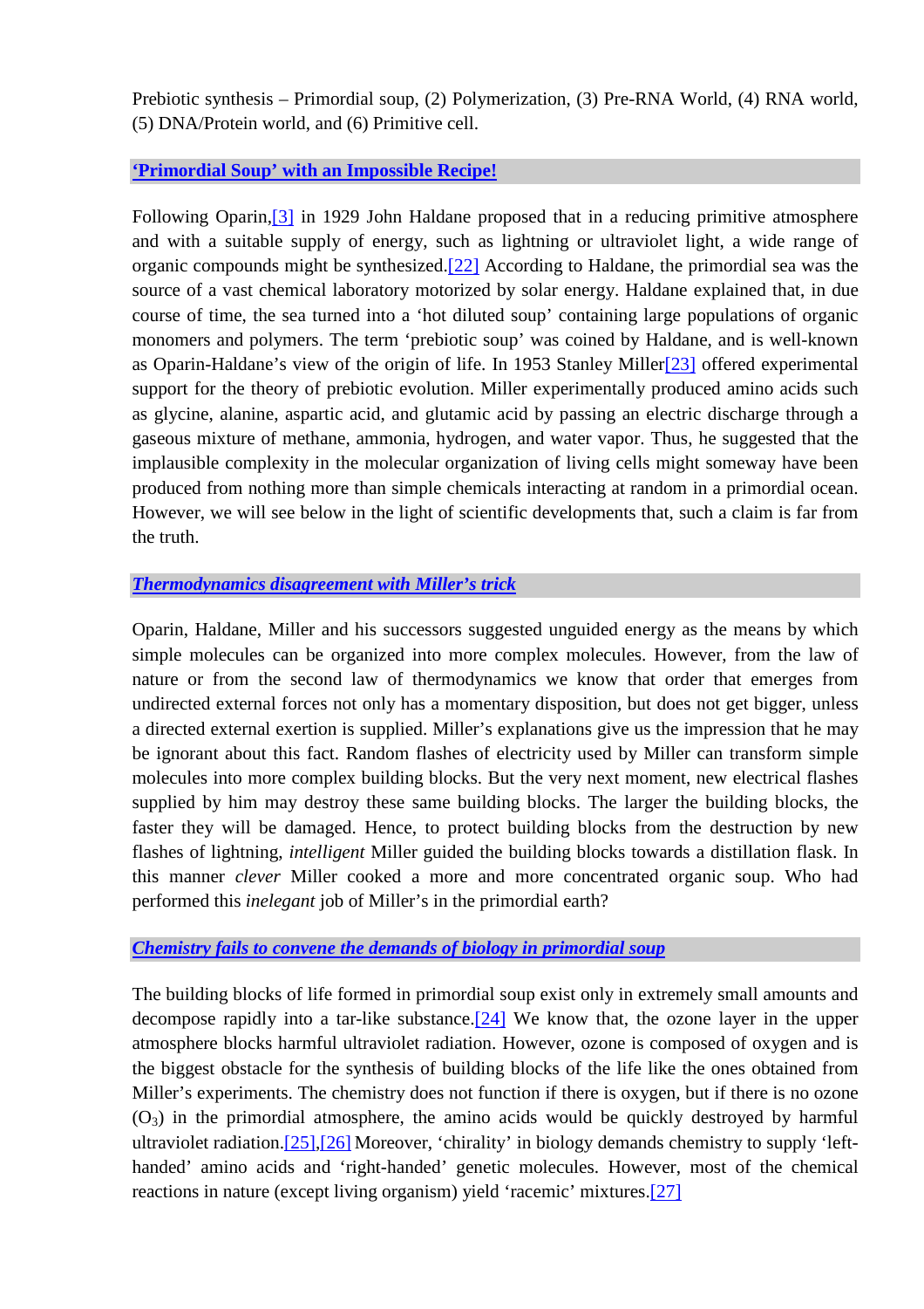Prebiotic synthesis – Primordial soup, (2) Polymerization, (3) Pre-RNA World, (4) RNA world, (5) DNA/Protein world, and (6) Primitive cell.

## **‘Primordial Soup’ with an Impossible Recipe!**

Following Oparin,[3] in 1929 John Haldane proposed that in a reducing primitive atmosphere and with a suitable supply of energy, such as lightning or ultraviolet light, a wide range of organic compounds might be synthesized.[22] According to Haldane, the primordial sea was the source of a vast chemical laboratory motorized by solar energy. Haldane explained that, in due course of time, the sea turned into a ‘hot diluted soup’ containing large populations of organic monomers and polymers. The term ‘prebiotic soup’ was coined by Haldane, and is well-known as Oparin-Haldane’s view of the origin of life. In 1953 Stanley Miller[23] offered experimental support for the theory of prebiotic evolution. Miller experimentally produced amino acids such as glycine, alanine, aspartic acid, and glutamic acid by passing an electric discharge through a gaseous mixture of methane, ammonia, hydrogen, and water vapor. Thus, he suggested that the implausible complexity in the molecular organization of living cells might someway have been produced from nothing more than simple chemicals interacting at random in a primordial ocean. However, we will see below in the light of scientific developments that, such a claim is far from the truth.

### ***Thermodynamics disagreement with Miller’s trick***

Oparin, Haldane, Miller and his successors suggested unguided energy as the means by which simple molecules can be organized into more complex molecules. However, from the law of nature or from the second law of thermodynamics we know that order that emerges from undirected external forces not only has a momentary disposition, but does not get bigger, unless a directed external exertion is supplied. Miller’s explanations give us the impression that he may be ignorant about this fact. Random flashes of electricity used by Miller can transform simple molecules into more complex building blocks. But the very next moment, new electrical flashes supplied by him may destroy these same building blocks. The larger the building blocks, the faster they will be damaged. Hence, to protect building blocks from the destruction by new flashes of lightning, *intelligent* Miller guided the building blocks towards a distillation flask. In this manner *clever* Miller cooked a more and more concentrated organic soup. Who had performed this *inelegant* job of Miller’s in the primordial earth?

### ***Chemistry fails to convene the demands of biology in primordial soup***

The building blocks of life formed in primordial soup exist only in extremely small amounts and decompose rapidly into a tar-like substance.[24] We know that, the ozone layer in the upper atmosphere blocks harmful ultraviolet radiation. However, ozone is composed of oxygen and is the biggest obstacle for the synthesis of building blocks of the life like the ones obtained from Miller’s experiments. The chemistry does not function if there is oxygen, but if there is no ozone ($O_3$) in the primordial atmosphere, the amino acids would be quickly destroyed by harmful ultraviolet radiation.[25],[26] Moreover, ‘chirality’ in biology demands chemistry to supply ‘left-handed’ amino acids and ‘right-handed’ genetic molecules. However, most of the chemical reactions in nature (except living organism) yield ‘racemic’ mixtures.[27]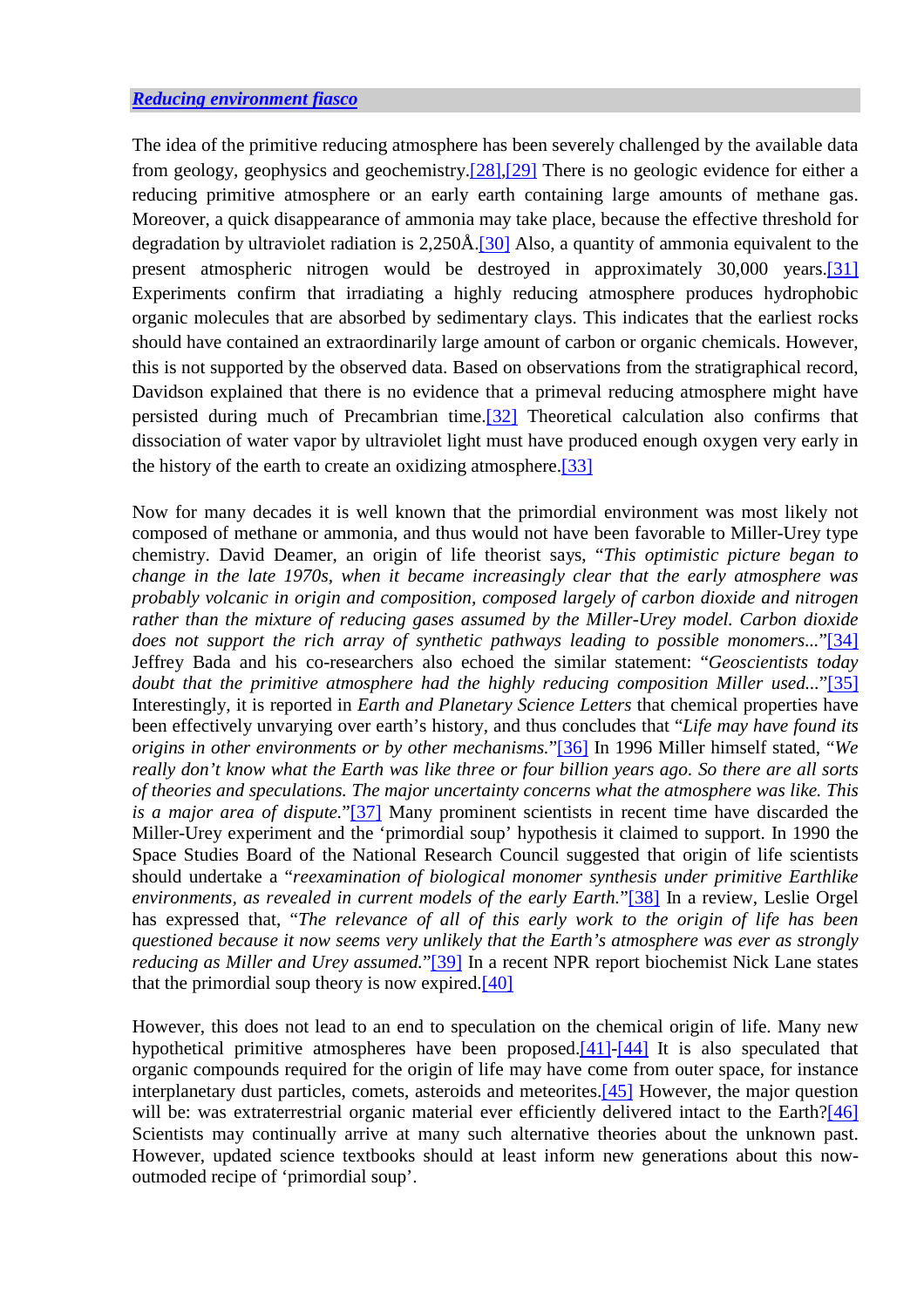## *Reducing environment fiasco*

The idea of the primitive reducing atmosphere has been severely challenged by the available data from geology, geophysics and geochemistry.[28],[29] There is no geologic evidence for either a reducing primitive atmosphere or an early earth containing large amounts of methane gas. Moreover, a quick disappearance of ammonia may take place, because the effective threshold for degradation by ultraviolet radiation is 2,250Å.[30] Also, a quantity of ammonia equivalent to the present atmospheric nitrogen would be destroyed in approximately 30,000 years.[31] Experiments confirm that irradiating a highly reducing atmosphere produces hydrophobic organic molecules that are absorbed by sedimentary clays. This indicates that the earliest rocks should have contained an extraordinarily large amount of carbon or organic chemicals. However, this is not supported by the observed data. Based on observations from the stratigraphical record, Davidson explained that there is no evidence that a primeval reducing atmosphere might have persisted during much of Precambrian time.[32] Theoretical calculation also confirms that dissociation of water vapor by ultraviolet light must have produced enough oxygen very early in the history of the earth to create an oxidizing atmosphere.[33]

Now for many decades it is well known that the primordial environment was most likely not composed of methane or ammonia, and thus would not have been favorable to Miller-Urey type chemistry. David Deamer, an origin of life theorist says, "*This optimistic picture began to change in the late 1970s, when it became increasingly clear that the early atmosphere was probably volcanic in origin and composition, composed largely of carbon dioxide and nitrogen rather than the mixture of reducing gases assumed by the Miller-Urey model. Carbon dioxide does not support the rich array of synthetic pathways leading to possible monomers...*"[34] Jeffrey Bada and his co-researchers also echoed the similar statement: "*Geoscientists today doubt that the primitive atmosphere had the highly reducing composition Miller used...*"[35] Interestingly, it is reported in *Earth and Planetary Science Letters* that chemical properties have been effectively unvarying over earth's history, and thus concludes that "*Life may have found its origins in other environments or by other mechanisms.*"[36] In 1996 Miller himself stated, "*We really don't know what the Earth was like three or four billion years ago. So there are all sorts of theories and speculations. The major uncertainty concerns what the atmosphere was like. This is a major area of dispute.*"[37] Many prominent scientists in recent time have discarded the Miller-Urey experiment and the 'primordial soup' hypothesis it claimed to support. In 1990 the Space Studies Board of the National Research Council suggested that origin of life scientists should undertake a "*reexamination of biological monomer synthesis under primitive Earthlike environments, as revealed in current models of the early Earth.*"[38] In a review, Leslie Orgel has expressed that, "*The relevance of all of this early work to the origin of life has been questioned because it now seems very unlikely that the Earth's atmosphere was ever as strongly reducing as Miller and Urey assumed.*"[39] In a recent NPR report biochemist Nick Lane states that the primordial soup theory is now expired.[40]

However, this does not lead to an end to speculation on the chemical origin of life. Many new hypothetical primitive atmospheres have been proposed.[41]-[44] It is also speculated that organic compounds required for the origin of life may have come from outer space, for instance interplanetary dust particles, comets, asteroids and meteorites.[45] However, the major question will be: was extraterrestrial organic material ever efficiently delivered intact to the Earth?[46] Scientists may continually arrive at many such alternative theories about the unknown past. However, updated science textbooks should at least inform new generations about this now-outmoded recipe of 'primordial soup'.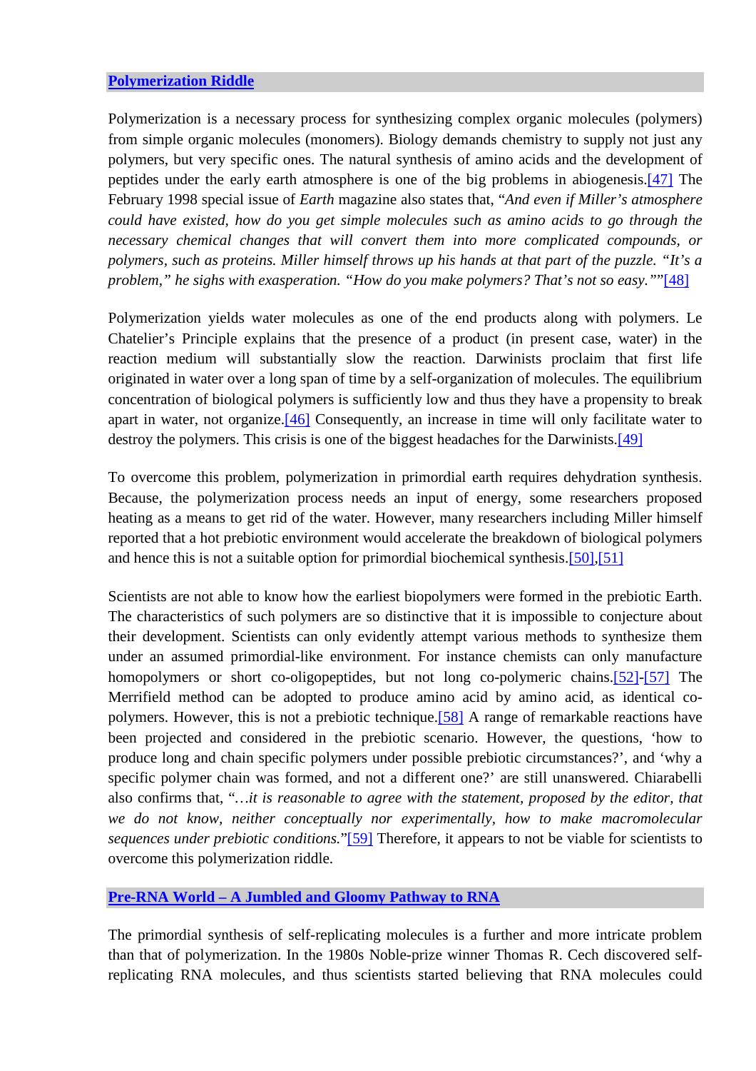## Polymerization Riddle

Polymerization is a necessary process for synthesizing complex organic molecules (polymers) from simple organic molecules (monomers). Biology demands chemistry to supply not just any polymers, but very specific ones. The natural synthesis of amino acids and the development of peptides under the early earth atmosphere is one of the big problems in abiogenesis.[47] The February 1998 special issue of *Earth* magazine also states that, "*And even if Miller's atmosphere could have existed, how do you get simple molecules such as amino acids to go through the necessary chemical changes that will convert them into more complicated compounds, or polymers, such as proteins. Miller himself throws up his hands at that part of the puzzle. "It's a problem," he sighs with exasperation. "How do you make polymers? That's not so easy.*""[48]

Polymerization yields water molecules as one of the end products along with polymers. Le Chatelier's Principle explains that the presence of a product (in present case, water) in the reaction medium will substantially slow the reaction. Darwinists proclaim that first life originated in water over a long span of time by a self-organization of molecules. The equilibrium concentration of biological polymers is sufficiently low and thus they have a propensity to break apart in water, not organize.[46] Consequently, an increase in time will only facilitate water to destroy the polymers. This crisis is one of the biggest headaches for the Darwinists.[49]

To overcome this problem, polymerization in primordial earth requires dehydration synthesis. Because, the polymerization process needs an input of energy, some researchers proposed heating as a means to get rid of the water. However, many researchers including Miller himself reported that a hot prebiotic environment would accelerate the breakdown of biological polymers and hence this is not a suitable option for primordial biochemical synthesis.[50],[51]

Scientists are not able to know how the earliest biopolymers were formed in the prebiotic Earth. The characteristics of such polymers are so distinctive that it is impossible to conjecture about their development. Scientists can only evidently attempt various methods to synthesize them under an assumed primordial-like environment. For instance chemists can only manufacture homopolymers or short co-oligopeptides, but not long co-polymeric chains.[52]-[57] The Merrifield method can be adopted to produce amino acid by amino acid, as identical co-polymers. However, this is not a prebiotic technique.[58] A range of remarkable reactions have been projected and considered in the prebiotic scenario. However, the questions, 'how to produce long and chain specific polymers under possible prebiotic circumstances?', and 'why a specific polymer chain was formed, and not a different one?' are still unanswered. Chiarabelli also confirms that, "*…it is reasonable to agree with the statement, proposed by the editor, that we do not know, neither conceptually nor experimentally, how to make macromolecular sequences under prebiotic conditions.*"[59] Therefore, it appears to not be viable for scientists to overcome this polymerization riddle.

## Pre-RNA World – A Jumbled and Gloomy Pathway to RNA

The primordial synthesis of self-replicating molecules is a further and more intricate problem than that of polymerization. In the 1980s Noble-prize winner Thomas R. Cech discovered self-replicating RNA molecules, and thus scientists started believing that RNA molecules could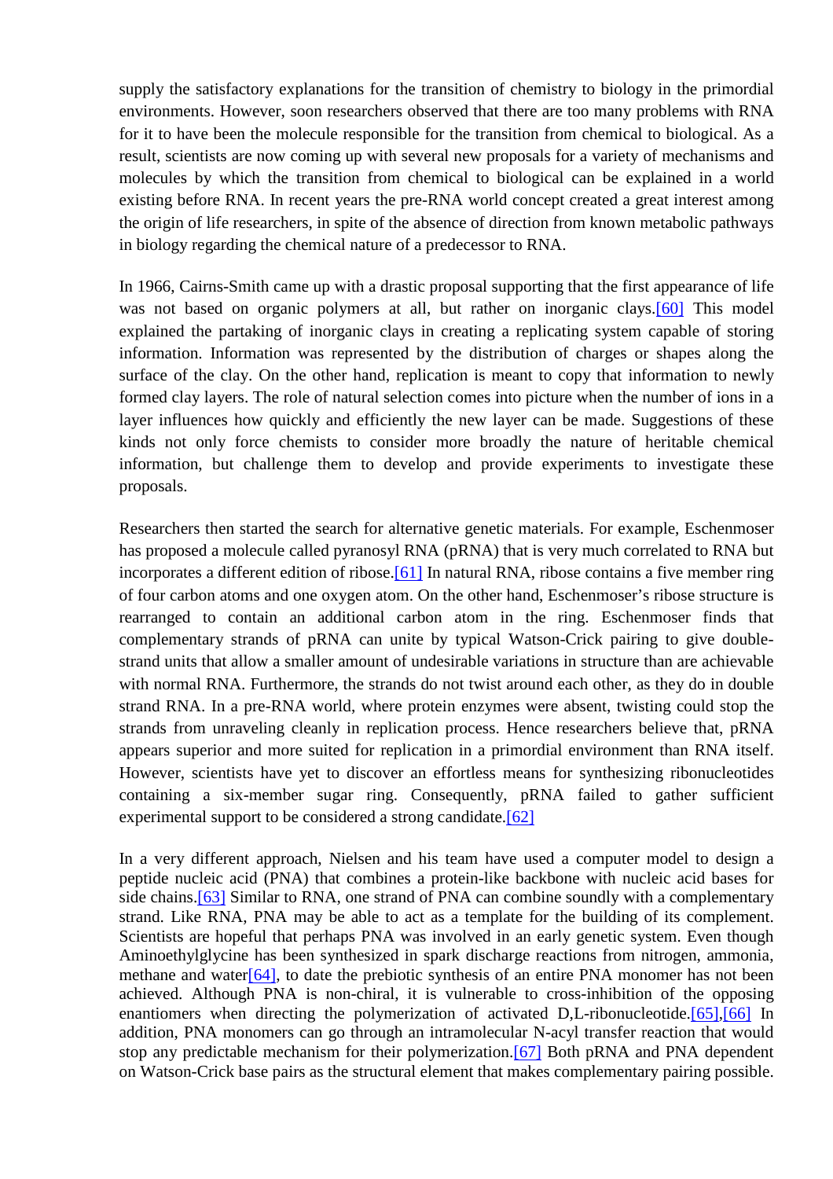supply the satisfactory explanations for the transition of chemistry to biology in the primordial environments. However, soon researchers observed that there are too many problems with RNA for it to have been the molecule responsible for the transition from chemical to biological. As a result, scientists are now coming up with several new proposals for a variety of mechanisms and molecules by which the transition from chemical to biological can be explained in a world existing before RNA. In recent years the pre-RNA world concept created a great interest among the origin of life researchers, in spite of the absence of direction from known metabolic pathways in biology regarding the chemical nature of a predecessor to RNA.

In 1966, Cairns-Smith came up with a drastic proposal supporting that the first appearance of life was not based on organic polymers at all, but rather on inorganic clays.[60] This model explained the partaking of inorganic clays in creating a replicating system capable of storing information. Information was represented by the distribution of charges or shapes along the surface of the clay. On the other hand, replication is meant to copy that information to newly formed clay layers. The role of natural selection comes into picture when the number of ions in a layer influences how quickly and efficiently the new layer can be made. Suggestions of these kinds not only force chemists to consider more broadly the nature of heritable chemical information, but challenge them to develop and provide experiments to investigate these proposals.

Researchers then started the search for alternative genetic materials. For example, Eschenmoser has proposed a molecule called pyranosyl RNA (pRNA) that is very much correlated to RNA but incorporates a different edition of ribose.[61] In natural RNA, ribose contains a five member ring of four carbon atoms and one oxygen atom. On the other hand, Eschenmoser's ribose structure is rearranged to contain an additional carbon atom in the ring. Eschenmoser finds that complementary strands of pRNA can unite by typical Watson-Crick pairing to give double-strand units that allow a smaller amount of undesirable variations in structure than are achievable with normal RNA. Furthermore, the strands do not twist around each other, as they do in double strand RNA. In a pre-RNA world, where protein enzymes were absent, twisting could stop the strands from unraveling cleanly in replication process. Hence researchers believe that, pRNA appears superior and more suited for replication in a primordial environment than RNA itself. However, scientists have yet to discover an effortless means for synthesizing ribonucleotides containing a six-member sugar ring. Consequently, pRNA failed to gather sufficient experimental support to be considered a strong candidate.[62]

In a very different approach, Nielsen and his team have used a computer model to design a peptide nucleic acid (PNA) that combines a protein-like backbone with nucleic acid bases for side chains.[63] Similar to RNA, one strand of PNA can combine soundly with a complementary strand. Like RNA, PNA may be able to act as a template for the building of its complement. Scientists are hopeful that perhaps PNA was involved in an early genetic system. Even though Aminoethylglycine has been synthesized in spark discharge reactions from nitrogen, ammonia, methane and water[64], to date the prebiotic synthesis of an entire PNA monomer has not been achieved. Although PNA is non-chiral, it is vulnerable to cross-inhibition of the opposing enantiomers when directing the polymerization of activated D,L-ribonucleotide.[65],[66] In addition, PNA monomers can go through an intramolecular N-acyl transfer reaction that would stop any predictable mechanism for their polymerization.[67] Both pRNA and PNA dependent on Watson-Crick base pairs as the structural element that makes complementary pairing possible.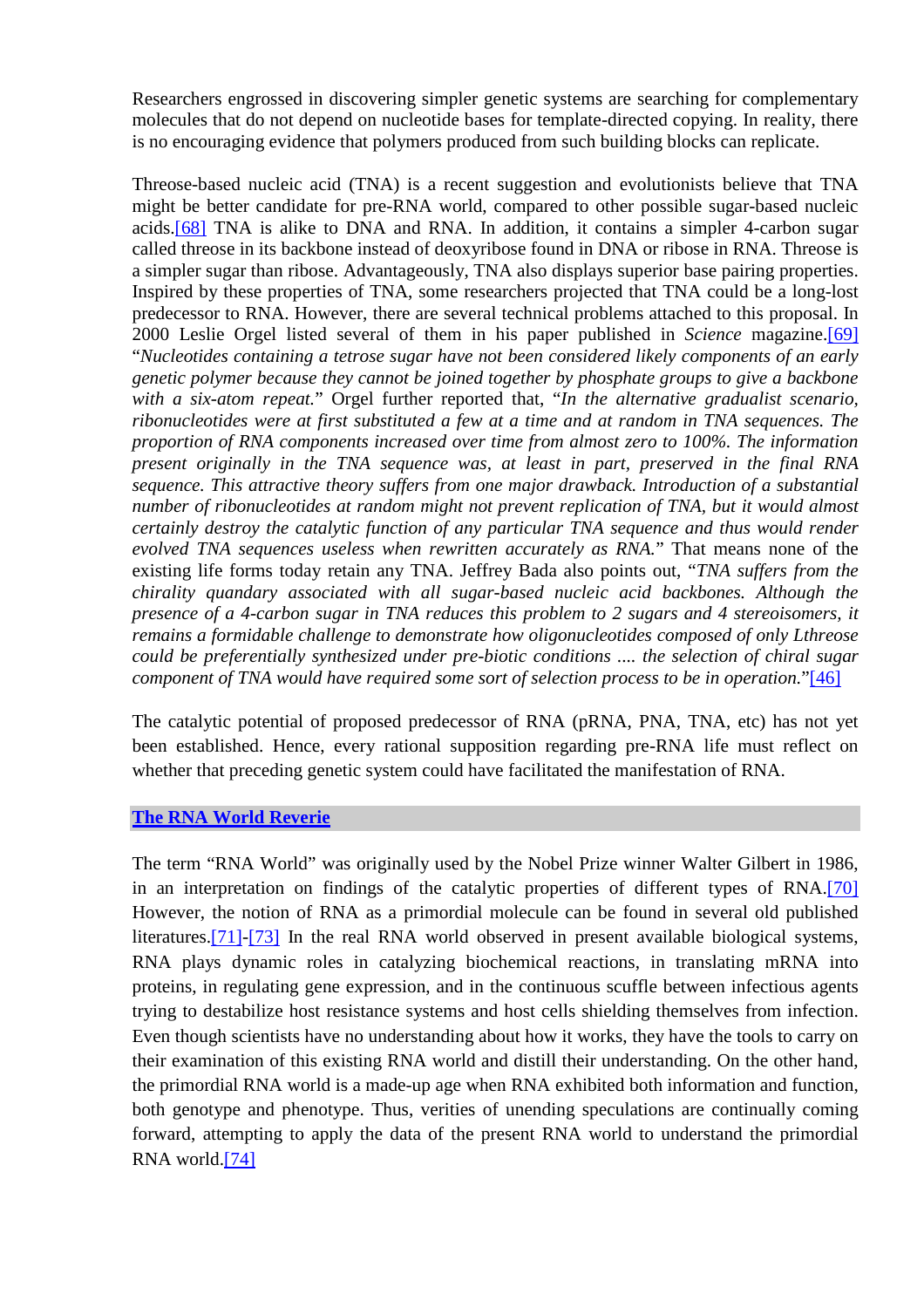Researchers engrossed in discovering simpler genetic systems are searching for complementary molecules that do not depend on nucleotide bases for template-directed copying. In reality, there is no encouraging evidence that polymers produced from such building blocks can replicate.

Threose-based nucleic acid (TNA) is a recent suggestion and evolutionists believe that TNA might be better candidate for pre-RNA world, compared to other possible sugar-based nucleic acids.[68] TNA is alike to DNA and RNA. In addition, it contains a simpler 4-carbon sugar called threose in its backbone instead of deoxyribose found in DNA or ribose in RNA. Threose is a simpler sugar than ribose. Advantageously, TNA also displays superior base pairing properties. Inspired by these properties of TNA, some researchers projected that TNA could be a long-lost predecessor to RNA. However, there are several technical problems attached to this proposal. In 2000 Leslie Orgel listed several of them in his paper published in *Science* magazine.[69] “*Nucleotides containing a tetrose sugar have not been considered likely components of an early genetic polymer because they cannot be joined together by phosphate groups to give a backbone with a six-atom repeat.*” Orgel further reported that, “*In the alternative gradualist scenario, ribonucleotides were at first substituted a few at a time and at random in TNA sequences. The proportion of RNA components increased over time from almost zero to 100%. The information present originally in the TNA sequence was, at least in part, preserved in the final RNA sequence. This attractive theory suffers from one major drawback. Introduction of a substantial number of ribonucleotides at random might not prevent replication of TNA, but it would almost certainly destroy the catalytic function of any particular TNA sequence and thus would render evolved TNA sequences useless when rewritten accurately as RNA.*” That means none of the existing life forms today retain any TNA. Jeffrey Bada also points out, “*TNA suffers from the chirality quandary associated with all sugar-based nucleic acid backbones. Although the presence of a 4-carbon sugar in TNA reduces this problem to 2 sugars and 4 stereoisomers, it remains a formidable challenge to demonstrate how oligonucleotides composed of only Lthreose could be preferentially synthesized under pre-biotic conditions .... the selection of chiral sugar component of TNA would have required some sort of selection process to be in operation.*”[46]

The catalytic potential of proposed predecessor of RNA (pRNA, PNA, TNA, etc) has not yet been established. Hence, every rational supposition regarding pre-RNA life must reflect on whether that preceding genetic system could have facilitated the manifestation of RNA.

## The RNA World Reverie

The term “RNA World” was originally used by the Nobel Prize winner Walter Gilbert in 1986, in an interpretation on findings of the catalytic properties of different types of RNA.[70] However, the notion of RNA as a primordial molecule can be found in several old published literatures.[71]-[73] In the real RNA world observed in present available biological systems, RNA plays dynamic roles in catalyzing biochemical reactions, in translating mRNA into proteins, in regulating gene expression, and in the continuous scuffle between infectious agents trying to destabilize host resistance systems and host cells shielding themselves from infection. Even though scientists have no understanding about how it works, they have the tools to carry on their examination of this existing RNA world and distill their understanding. On the other hand, the primordial RNA world is a made-up age when RNA exhibited both information and function, both genotype and phenotype. Thus, verities of unending speculations are continually coming forward, attempting to apply the data of the present RNA world to understand the primordial RNA world.[74]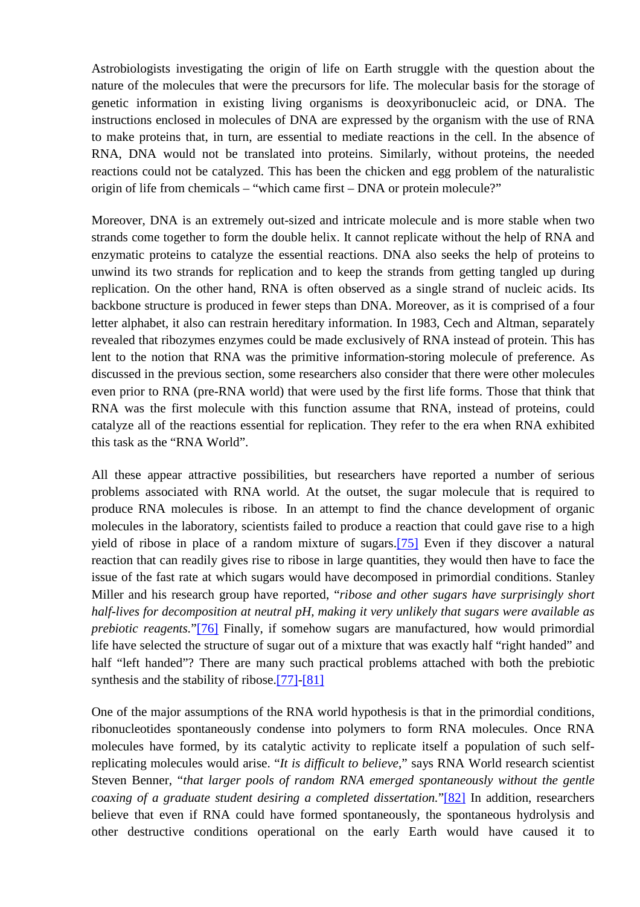Astrobiologists investigating the origin of life on Earth struggle with the question about the nature of the molecules that were the precursors for life. The molecular basis for the storage of genetic information in existing living organisms is deoxyribonucleic acid, or DNA. The instructions enclosed in molecules of DNA are expressed by the organism with the use of RNA to make proteins that, in turn, are essential to mediate reactions in the cell. In the absence of RNA, DNA would not be translated into proteins. Similarly, without proteins, the needed reactions could not be catalyzed. This has been the chicken and egg problem of the naturalistic origin of life from chemicals – "which came first – DNA or protein molecule?"

Moreover, DNA is an extremely out-sized and intricate molecule and is more stable when two strands come together to form the double helix. It cannot replicate without the help of RNA and enzymatic proteins to catalyze the essential reactions. DNA also seeks the help of proteins to unwind its two strands for replication and to keep the strands from getting tangled up during replication. On the other hand, RNA is often observed as a single strand of nucleic acids. Its backbone structure is produced in fewer steps than DNA. Moreover, as it is comprised of a four letter alphabet, it also can restrain hereditary information. In 1983, Cech and Altman, separately revealed that ribozymes enzymes could be made exclusively of RNA instead of protein. This has lent to the notion that RNA was the primitive information-storing molecule of preference. As discussed in the previous section, some researchers also consider that there were other molecules even prior to RNA (pre-RNA world) that were used by the first life forms. Those that think that RNA was the first molecule with this function assume that RNA, instead of proteins, could catalyze all of the reactions essential for replication. They refer to the era when RNA exhibited this task as the "RNA World".

All these appear attractive possibilities, but researchers have reported a number of serious problems associated with RNA world. At the outset, the sugar molecule that is required to produce RNA molecules is ribose. In an attempt to find the chance development of organic molecules in the laboratory, scientists failed to produce a reaction that could gave rise to a high yield of ribose in place of a random mixture of sugars.[75] Even if they discover a natural reaction that can readily gives rise to ribose in large quantities, they would then have to face the issue of the fast rate at which sugars would have decomposed in primordial conditions. Stanley Miller and his research group have reported, "*ribose and other sugars have surprisingly short half-lives for decomposition at neutral pH, making it very unlikely that sugars were available as prebiotic reagents*."[76] Finally, if somehow sugars are manufactured, how would primordial life have selected the structure of sugar out of a mixture that was exactly half "right handed" and half "left handed"? There are many such practical problems attached with both the prebiotic synthesis and the stability of ribose.[77]-[81]

One of the major assumptions of the RNA world hypothesis is that in the primordial conditions, ribonucleotides spontaneously condense into polymers to form RNA molecules. Once RNA molecules have formed, by its catalytic activity to replicate itself a population of such self-replicating molecules would arise. "*It is difficult to believe*," says RNA World research scientist Steven Benner, "*that larger pools of random RNA emerged spontaneously without the gentle coaxing of a graduate student desiring a completed dissertation*."[82] In addition, researchers believe that even if RNA could have formed spontaneously, the spontaneous hydrolysis and other destructive conditions operational on the early Earth would have caused it to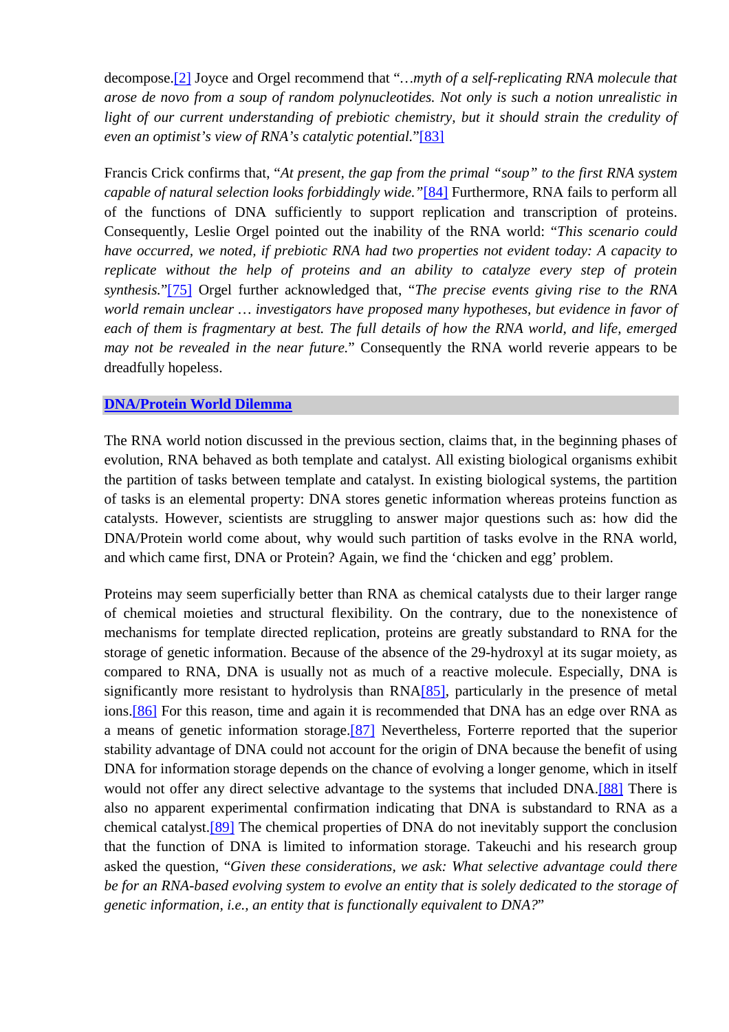decompose.[2] Joyce and Orgel recommend that "*…myth of a self-replicating RNA molecule that arose de novo from a soup of random polynucleotides. Not only is such a notion unrealistic in light of our current understanding of prebiotic chemistry, but it should strain the credulity of even an optimist's view of RNA's catalytic potential.*"[83]

Francis Crick confirms that, "*At present, the gap from the primal "soup" to the first RNA system capable of natural selection looks forbiddingly wide."*[84] Furthermore, RNA fails to perform all of the functions of DNA sufficiently to support replication and transcription of proteins. Consequently, Leslie Orgel pointed out the inability of the RNA world: "*This scenario could have occurred, we noted, if prebiotic RNA had two properties not evident today: A capacity to replicate without the help of proteins and an ability to catalyze every step of protein synthesis.*"[75] Orgel further acknowledged that, "*The precise events giving rise to the RNA world remain unclear … investigators have proposed many hypotheses, but evidence in favor of each of them is fragmentary at best. The full details of how the RNA world, and life, emerged may not be revealed in the near future.*" Consequently the RNA world reverie appears to be dreadfully hopeless.

## DNA/Protein World Dilemma

The RNA world notion discussed in the previous section, claims that, in the beginning phases of evolution, RNA behaved as both template and catalyst. All existing biological organisms exhibit the partition of tasks between template and catalyst. In existing biological systems, the partition of tasks is an elemental property: DNA stores genetic information whereas proteins function as catalysts. However, scientists are struggling to answer major questions such as: how did the DNA/Protein world come about, why would such partition of tasks evolve in the RNA world, and which came first, DNA or Protein? Again, we find the 'chicken and egg' problem.

Proteins may seem superficially better than RNA as chemical catalysts due to their larger range of chemical moieties and structural flexibility. On the contrary, due to the nonexistence of mechanisms for template directed replication, proteins are greatly substandard to RNA for the storage of genetic information. Because of the absence of the 29-hydroxyl at its sugar moiety, as compared to RNA, DNA is usually not as much of a reactive molecule. Especially, DNA is significantly more resistant to hydrolysis than RNA[85], particularly in the presence of metal ions.[86] For this reason, time and again it is recommended that DNA has an edge over RNA as a means of genetic information storage.[87] Nevertheless, Forterre reported that the superior stability advantage of DNA could not account for the origin of DNA because the benefit of using DNA for information storage depends on the chance of evolving a longer genome, which in itself would not offer any direct selective advantage to the systems that included DNA.[88] There is also no apparent experimental confirmation indicating that DNA is substandard to RNA as a chemical catalyst.[89] The chemical properties of DNA do not inevitably support the conclusion that the function of DNA is limited to information storage. Takeuchi and his research group asked the question, "*Given these considerations, we ask: What selective advantage could there be for an RNA-based evolving system to evolve an entity that is solely dedicated to the storage of genetic information, i.e., an entity that is functionally equivalent to DNA?*"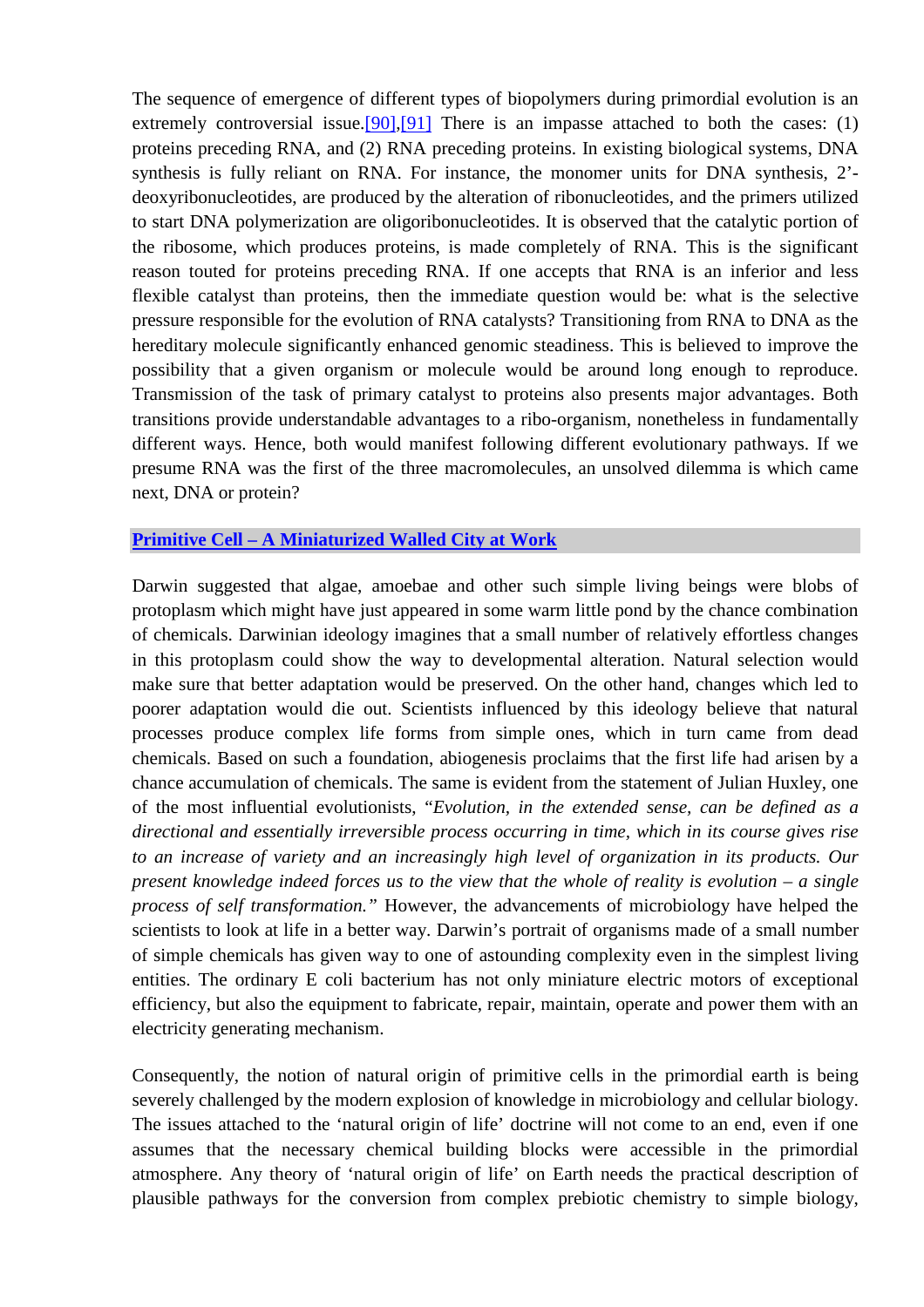The sequence of emergence of different types of biopolymers during primordial evolution is an extremely controversial issue.[90],[91] There is an impasse attached to both the cases: (1) proteins preceding RNA, and (2) RNA preceding proteins. In existing biological systems, DNA synthesis is fully reliant on RNA. For instance, the monomer units for DNA synthesis, 2'-deoxyribonucleotides, are produced by the alteration of ribonucleotides, and the primers utilized to start DNA polymerization are oligoribonucleotides. It is observed that the catalytic portion of the ribosome, which produces proteins, is made completely of RNA. This is the significant reason touted for proteins preceding RNA. If one accepts that RNA is an inferior and less flexible catalyst than proteins, then the immediate question would be: what is the selective pressure responsible for the evolution of RNA catalysts? Transitioning from RNA to DNA as the hereditary molecule significantly enhanced genomic steadiness. This is believed to improve the possibility that a given organism or molecule would be around long enough to reproduce. Transmission of the task of primary catalyst to proteins also presents major advantages. Both transitions provide understandable advantages to a ribo-organism, nonetheless in fundamentally different ways. Hence, both would manifest following different evolutionary pathways. If we presume RNA was the first of the three macromolecules, an unsolved dilemma is which came next, DNA or protein?

## Primitive Cell – A Miniaturized Walled City at Work

Darwin suggested that algae, amoebae and other such simple living beings were blobs of protoplasm which might have just appeared in some warm little pond by the chance combination of chemicals. Darwinian ideology imagines that a small number of relatively effortless changes in this protoplasm could show the way to developmental alteration. Natural selection would make sure that better adaptation would be preserved. On the other hand, changes which led to poorer adaptation would die out. Scientists influenced by this ideology believe that natural processes produce complex life forms from simple ones, which in turn came from dead chemicals. Based on such a foundation, abiogenesis proclaims that the first life had arisen by a chance accumulation of chemicals. The same is evident from the statement of Julian Huxley, one of the most influential evolutionists, "*Evolution, in the extended sense, can be defined as a directional and essentially irreversible process occurring in time, which in its course gives rise to an increase of variety and an increasingly high level of organization in its products. Our present knowledge indeed forces us to the view that the whole of reality is evolution – a single process of self transformation.*" However, the advancements of microbiology have helped the scientists to look at life in a better way. Darwin's portrait of organisms made of a small number of simple chemicals has given way to one of astounding complexity even in the simplest living entities. The ordinary E coli bacterium has not only miniature electric motors of exceptional efficiency, but also the equipment to fabricate, repair, maintain, operate and power them with an electricity generating mechanism.

Consequently, the notion of natural origin of primitive cells in the primordial earth is being severely challenged by the modern explosion of knowledge in microbiology and cellular biology. The issues attached to the 'natural origin of life' doctrine will not come to an end, even if one assumes that the necessary chemical building blocks were accessible in the primordial atmosphere. Any theory of 'natural origin of life' on Earth needs the practical description of plausible pathways for the conversion from complex prebiotic chemistry to simple biology,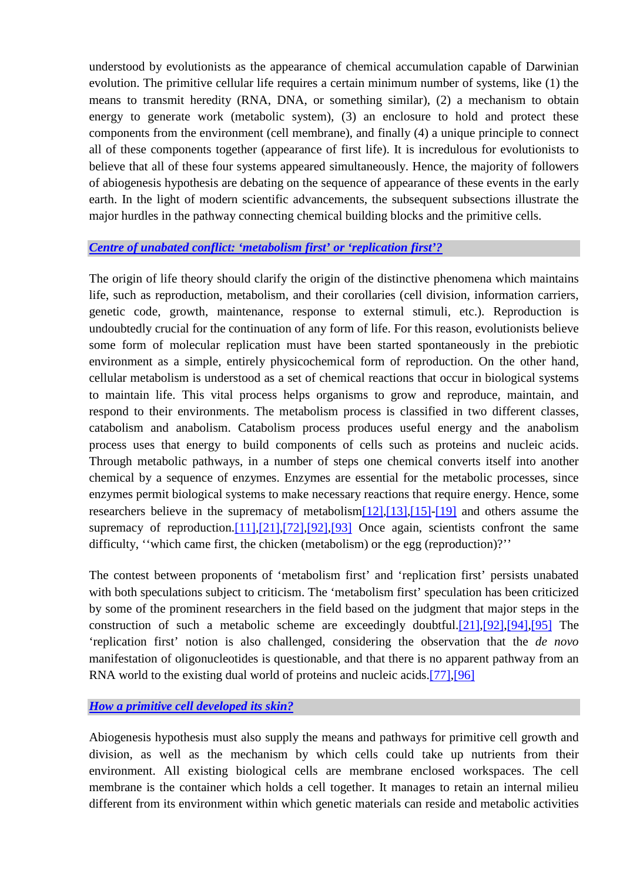understood by evolutionists as the appearance of chemical accumulation capable of Darwinian evolution. The primitive cellular life requires a certain minimum number of systems, like (1) the means to transmit heredity (RNA, DNA, or something similar), (2) a mechanism to obtain energy to generate work (metabolic system), (3) an enclosure to hold and protect these components from the environment (cell membrane), and finally (4) a unique principle to connect all of these components together (appearance of first life). It is incredulous for evolutionists to believe that all of these four systems appeared simultaneously. Hence, the majority of followers of abiogenesis hypothesis are debating on the sequence of appearance of these events in the early earth. In the light of modern scientific advancements, the subsequent subsections illustrate the major hurdles in the pathway connecting chemical building blocks and the primitive cells.

### *Centre of unabated conflict: 'metabolism first' or 'replication first'?*

The origin of life theory should clarify the origin of the distinctive phenomena which maintains life, such as reproduction, metabolism, and their corollaries (cell division, information carriers, genetic code, growth, maintenance, response to external stimuli, etc.). Reproduction is undoubtedly crucial for the continuation of any form of life. For this reason, evolutionists believe some form of molecular replication must have been started spontaneously in the prebiotic environment as a simple, entirely physicochemical form of reproduction. On the other hand, cellular metabolism is understood as a set of chemical reactions that occur in biological systems to maintain life. This vital process helps organisms to grow and reproduce, maintain, and respond to their environments. The metabolism process is classified in two different classes, catabolism and anabolism. Catabolism process produces useful energy and the anabolism process uses that energy to build components of cells such as proteins and nucleic acids. Through metabolic pathways, in a number of steps one chemical converts itself into another chemical by a sequence of enzymes. Enzymes are essential for the metabolic processes, since enzymes permit biological systems to make necessary reactions that require energy. Hence, some researchers believe in the supremacy of metabolism[12],[13],[15]-[19] and others assume the supremacy of reproduction.[11],[21],[72],[92],[93] Once again, scientists confront the same difficulty, ''which came first, the chicken (metabolism) or the egg (reproduction)?''

The contest between proponents of 'metabolism first' and 'replication first' persists unabated with both speculations subject to criticism. The 'metabolism first' speculation has been criticized by some of the prominent researchers in the field based on the judgment that major steps in the construction of such a metabolic scheme are exceedingly doubtful.[21],[92],[94],[95] The 'replication first' notion is also challenged, considering the observation that the *de novo* manifestation of oligonucleotides is questionable, and that there is no apparent pathway from an RNA world to the existing dual world of proteins and nucleic acids.[77],[96]

### *How a primitive cell developed its skin?*

Abiogenesis hypothesis must also supply the means and pathways for primitive cell growth and division, as well as the mechanism by which cells could take up nutrients from their environment. All existing biological cells are membrane enclosed workspaces. The cell membrane is the container which holds a cell together. It manages to retain an internal milieu different from its environment within which genetic materials can reside and metabolic activities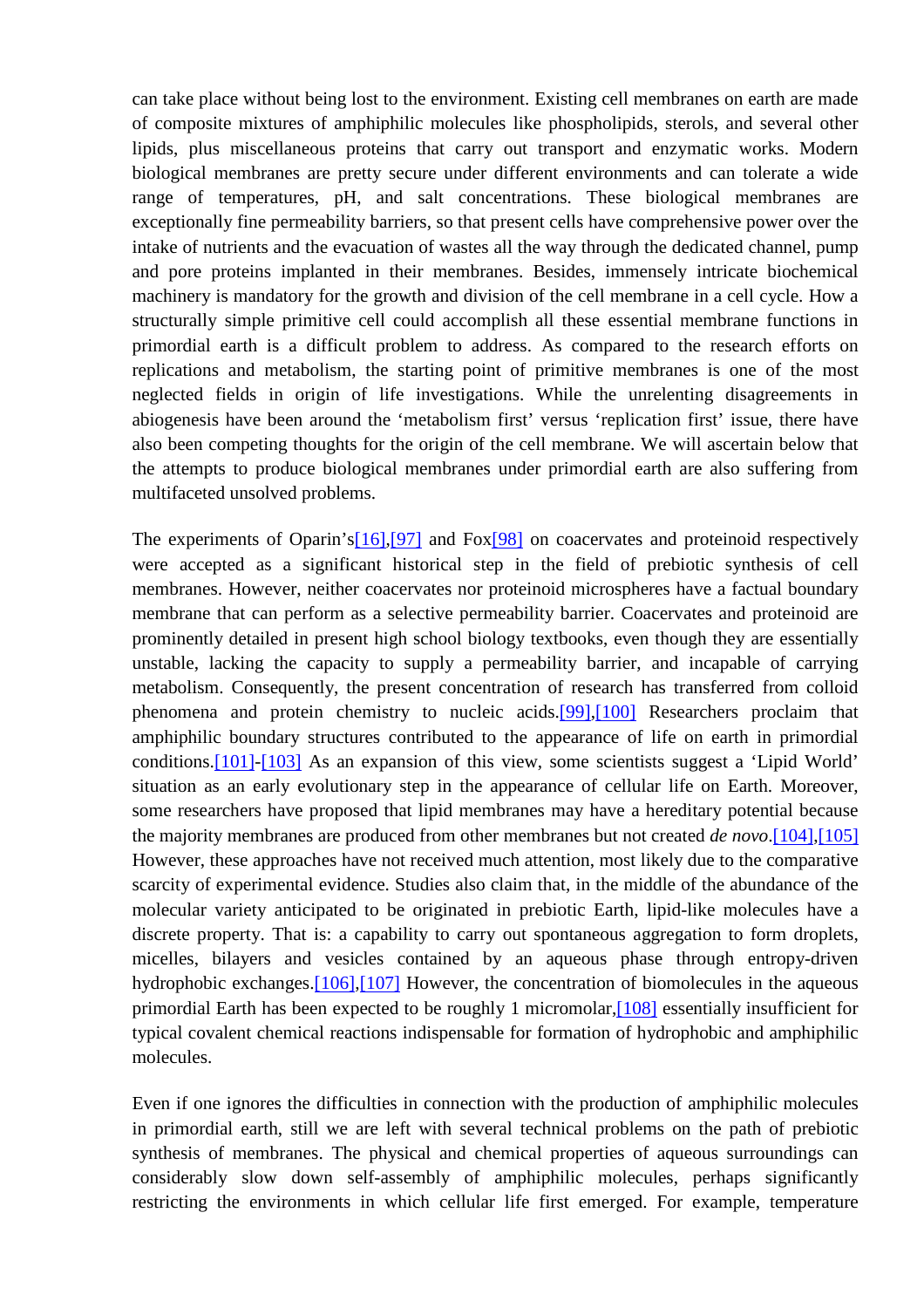can take place without being lost to the environment. Existing cell membranes on earth are made of composite mixtures of amphiphilic molecules like phospholipids, sterols, and several other lipids, plus miscellaneous proteins that carry out transport and enzymatic works. Modern biological membranes are pretty secure under different environments and can tolerate a wide range of temperatures, pH, and salt concentrations. These biological membranes are exceptionally fine permeability barriers, so that present cells have comprehensive power over the intake of nutrients and the evacuation of wastes all the way through the dedicated channel, pump and pore proteins implanted in their membranes. Besides, immensely intricate biochemical machinery is mandatory for the growth and division of the cell membrane in a cell cycle. How a structurally simple primitive cell could accomplish all these essential membrane functions in primordial earth is a difficult problem to address. As compared to the research efforts on replications and metabolism, the starting point of primitive membranes is one of the most neglected fields in origin of life investigations. While the unrelenting disagreements in abiogenesis have been around the 'metabolism first' versus 'replication first' issue, there have also been competing thoughts for the origin of the cell membrane. We will ascertain below that the attempts to produce biological membranes under primordial earth are also suffering from multifaceted unsolved problems.

The experiments of Oparin's[16],[97] and Fox[98] on coacervates and proteinoid respectively were accepted as a significant historical step in the field of prebiotic synthesis of cell membranes. However, neither coacervates nor proteinoid microspheres have a factual boundary membrane that can perform as a selective permeability barrier. Coacervates and proteinoid are prominently detailed in present high school biology textbooks, even though they are essentially unstable, lacking the capacity to supply a permeability barrier, and incapable of carrying metabolism. Consequently, the present concentration of research has transferred from colloid phenomena and protein chemistry to nucleic acids.[99],[100] Researchers proclaim that amphiphilic boundary structures contributed to the appearance of life on earth in primordial conditions.[101]-[103] As an expansion of this view, some scientists suggest a 'Lipid World' situation as an early evolutionary step in the appearance of cellular life on Earth. Moreover, some researchers have proposed that lipid membranes may have a hereditary potential because the majority membranes are produced from other membranes but not created *de novo*.[104],[105] However, these approaches have not received much attention, most likely due to the comparative scarcity of experimental evidence. Studies also claim that, in the middle of the abundance of the molecular variety anticipated to be originated in prebiotic Earth, lipid-like molecules have a discrete property. That is: a capability to carry out spontaneous aggregation to form droplets, micelles, bilayers and vesicles contained by an aqueous phase through entropy-driven hydrophobic exchanges.[106],[107] However, the concentration of biomolecules in the aqueous primordial Earth has been expected to be roughly 1 micromolar,[108] essentially insufficient for typical covalent chemical reactions indispensable for formation of hydrophobic and amphiphilic molecules.

Even if one ignores the difficulties in connection with the production of amphiphilic molecules in primordial earth, still we are left with several technical problems on the path of prebiotic synthesis of membranes. The physical and chemical properties of aqueous surroundings can considerably slow down self-assembly of amphiphilic molecules, perhaps significantly restricting the environments in which cellular life first emerged. For example, temperature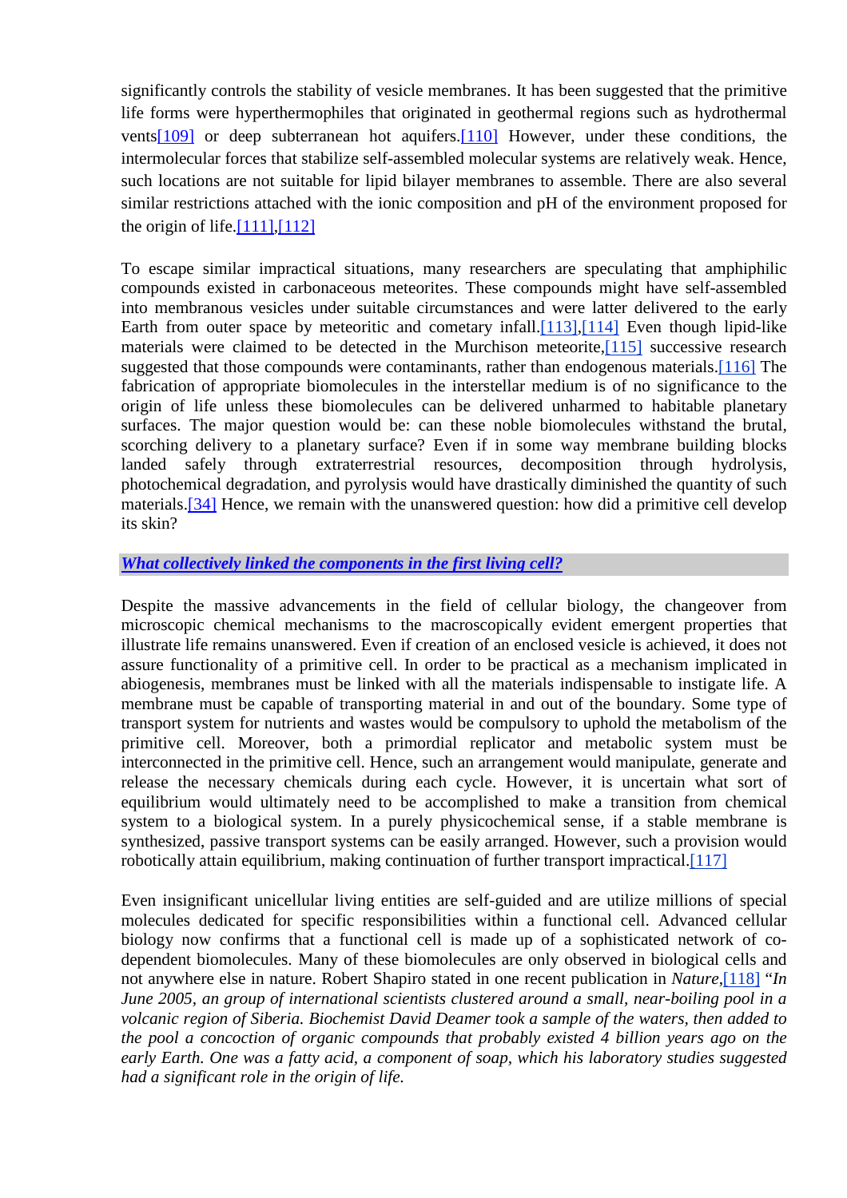significantly controls the stability of vesicle membranes. It has been suggested that the primitive life forms were hyperthermophiles that originated in geothermal regions such as hydrothermal vents[109] or deep subterranean hot aquifers.[110] However, under these conditions, the intermolecular forces that stabilize self-assembled molecular systems are relatively weak. Hence, such locations are not suitable for lipid bilayer membranes to assemble. There are also several similar restrictions attached with the ionic composition and pH of the environment proposed for the origin of life.[111],[112]

To escape similar impractical situations, many researchers are speculating that amphiphilic compounds existed in carbonaceous meteorites. These compounds might have self-assembled into membranous vesicles under suitable circumstances and were latter delivered to the early Earth from outer space by meteoritic and cometary infall.[113],[114] Even though lipid-like materials were claimed to be detected in the Murchison meteorite,[115] successive research suggested that those compounds were contaminants, rather than endogenous materials.[116] The fabrication of appropriate biomolecules in the interstellar medium is of no significance to the origin of life unless these biomolecules can be delivered unharmed to habitable planetary surfaces. The major question would be: can these noble biomolecules withstand the brutal, scorching delivery to a planetary surface? Even if in some way membrane building blocks landed safely through extraterrestrial resources, decomposition through hydrolysis, photochemical degradation, and pyrolysis would have drastically diminished the quantity of such materials.[34] Hence, we remain with the unanswered question: how did a primitive cell develop its skin?

### *What collectively linked the components in the first living cell?*

Despite the massive advancements in the field of cellular biology, the changeover from microscopic chemical mechanisms to the macroscopically evident emergent properties that illustrate life remains unanswered. Even if creation of an enclosed vesicle is achieved, it does not assure functionality of a primitive cell. In order to be practical as a mechanism implicated in abiogenesis, membranes must be linked with all the materials indispensable to instigate life. A membrane must be capable of transporting material in and out of the boundary. Some type of transport system for nutrients and wastes would be compulsory to uphold the metabolism of the primitive cell. Moreover, both a primordial replicator and metabolic system must be interconnected in the primitive cell. Hence, such an arrangement would manipulate, generate and release the necessary chemicals during each cycle. However, it is uncertain what sort of equilibrium would ultimately need to be accomplished to make a transition from chemical system to a biological system. In a purely physicochemical sense, if a stable membrane is synthesized, passive transport systems can be easily arranged. However, such a provision would robotically attain equilibrium, making continuation of further transport impractical.[117]

Even insignificant unicellular living entities are self-guided and are utilize millions of special molecules dedicated for specific responsibilities within a functional cell. Advanced cellular biology now confirms that a functional cell is made up of a sophisticated network of co-dependent biomolecules. Many of these biomolecules are only observed in biological cells and not anywhere else in nature. Robert Shapiro stated in one recent publication in *Nature*,[118] "*In June 2005, an group of international scientists clustered around a small, near-boiling pool in a volcanic region of Siberia. Biochemist David Deamer took a sample of the waters, then added to the pool a concoction of organic compounds that probably existed 4 billion years ago on the early Earth. One was a fatty acid, a component of soap, which his laboratory studies suggested had a significant role in the origin of life.*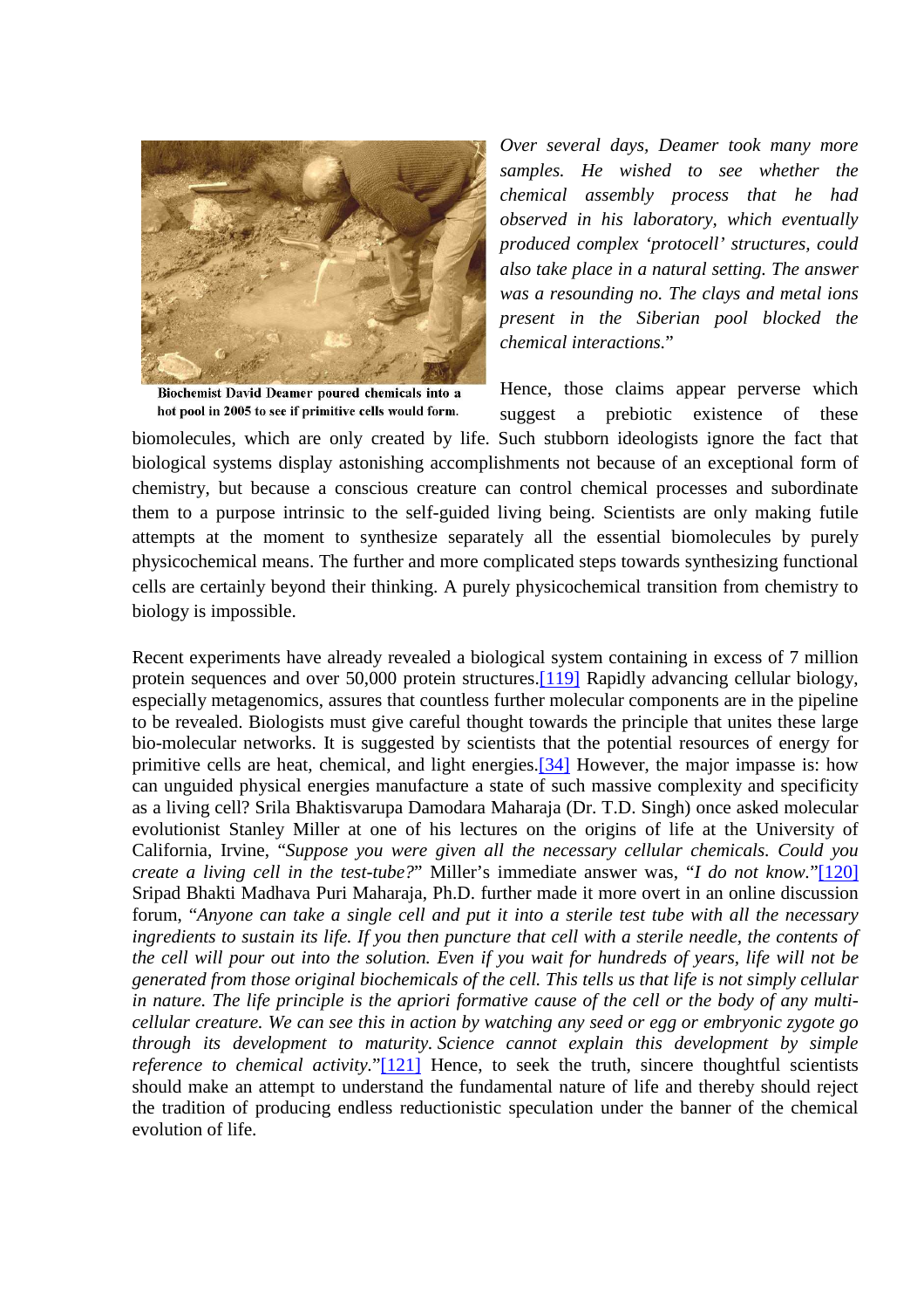Biochemist David Deamer poured chemicals into a hot pool in 2005 to see if primitive cells would form.

*Over several days, Deamer took many more samples. He wished to see whether the chemical assembly process that he had observed in his laboratory, which eventually produced complex 'protocell' structures, could also take place in a natural setting. The answer was a resounding no. The clays and metal ions present in the Siberian pool blocked the chemical interactions.*"

Hence, those claims appear perverse which suggest a prebiotic existence of these biomolecules, which are only created by life. Such stubborn ideologists ignore the fact that biological systems display astonishing accomplishments not because of an exceptional form of chemistry, but because a conscious creature can control chemical processes and subordinate them to a purpose intrinsic to the self-guided living being. Scientists are only making futile attempts at the moment to synthesize separately all the essential biomolecules by purely physicochemical means. The further and more complicated steps towards synthesizing functional cells are certainly beyond their thinking. A purely physicochemical transition from chemistry to biology is impossible.

Recent experiments have already revealed a biological system containing in excess of 7 million protein sequences and over 50,000 protein structures.[119] Rapidly advancing cellular biology, especially metagenomics, assures that countless further molecular components are in the pipeline to be revealed. Biologists must give careful thought towards the principle that unites these large bio-molecular networks. It is suggested by scientists that the potential resources of energy for primitive cells are heat, chemical, and light energies.[34] However, the major impasse is: how can unguided physical energies manufacture a state of such massive complexity and specificity as a living cell? Srila Bhaktisvarupa Damodara Maharaja (Dr. T.D. Singh) once asked molecular evolutionist Stanley Miller at one of his lectures on the origins of life at the University of California, Irvine, "*Suppose you were given all the necessary cellular chemicals. Could you create a living cell in the test-tube?*" Miller's immediate answer was, "*I do not know.*"[120] Sripad Bhakti Madhava Puri Maharaja, Ph.D. further made it more overt in an online discussion forum, "*Anyone can take a single cell and put it into a sterile test tube with all the necessary ingredients to sustain its life. If you then puncture that cell with a sterile needle, the contents of the cell will pour out into the solution. Even if you wait for hundreds of years, life will not be generated from those original biochemicals of the cell. This tells us that life is not simply cellular in nature. The life principle is the apriori formative cause of the cell or the body of any multi-cellular creature. We can see this in action by watching any seed or egg or embryonic zygote go through its development to maturity. Science cannot explain this development by simple reference to chemical activity.*"[121] Hence, to seek the truth, sincere thoughtful scientists should make an attempt to understand the fundamental nature of life and thereby should reject the tradition of producing endless reductionistic speculation under the banner of the chemical evolution of life.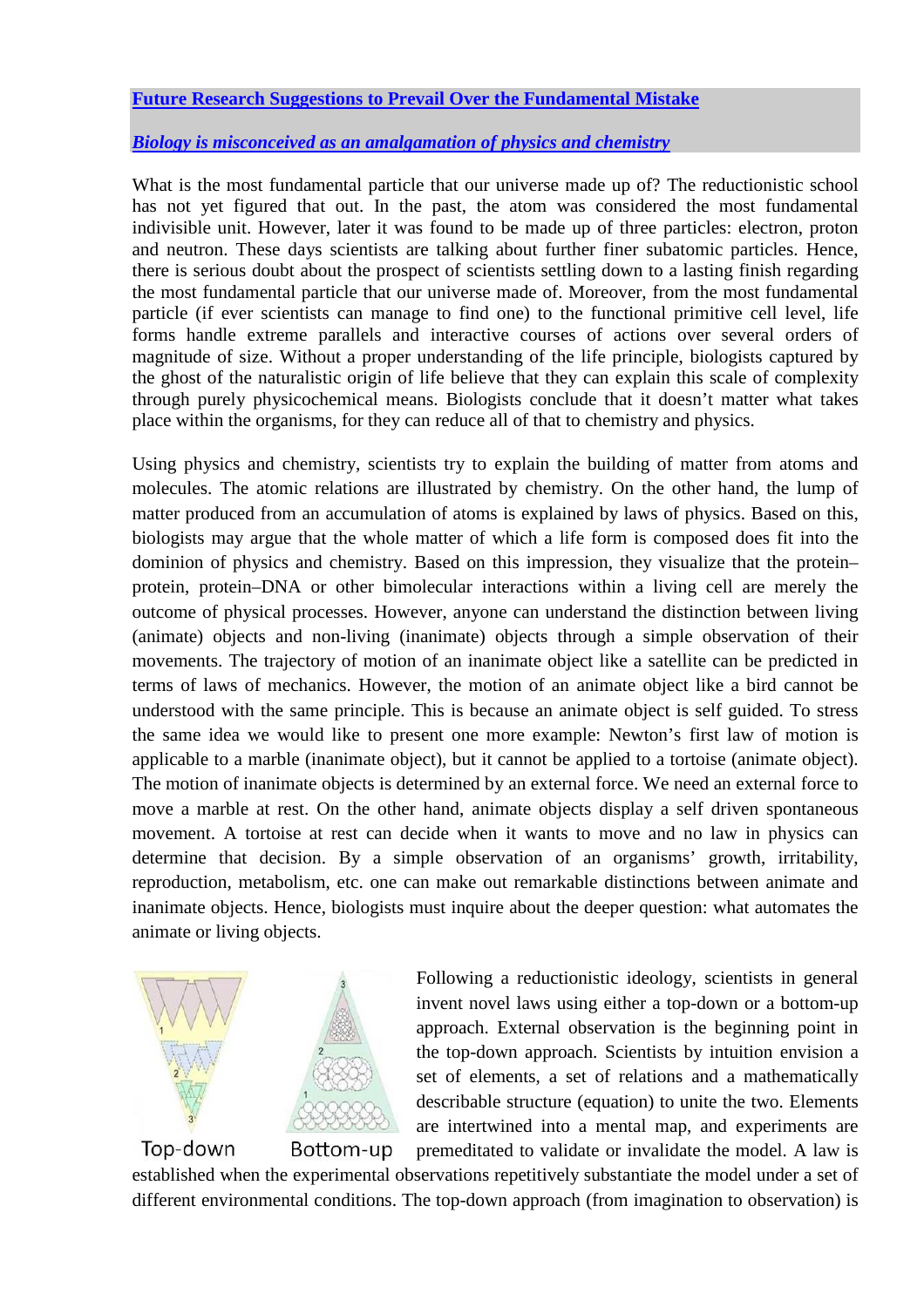**Future Research Suggestions to Prevail Over the Fundamental Mistake**

***Biology is misconceived as an amalgamation of physics and chemistry***

What is the most fundamental particle that our universe made up of? The reductionistic school has not yet figured that out. In the past, the atom was considered the most fundamental indivisible unit. However, later it was found to be made up of three particles: electron, proton and neutron. These days scientists are talking about further finer subatomic particles. Hence, there is serious doubt about the prospect of scientists settling down to a lasting finish regarding the most fundamental particle that our universe made of. Moreover, from the most fundamental particle (if ever scientists can manage to find one) to the functional primitive cell level, life forms handle extreme parallels and interactive courses of actions over several orders of magnitude of size. Without a proper understanding of the life principle, biologists captured by the ghost of the naturalistic origin of life believe that they can explain this scale of complexity through purely physicochemical means. Biologists conclude that it doesn't matter what takes place within the organisms, for they can reduce all of that to chemistry and physics.

Using physics and chemistry, scientists try to explain the building of matter from atoms and molecules. The atomic relations are illustrated by chemistry. On the other hand, the lump of matter produced from an accumulation of atoms is explained by laws of physics. Based on this, biologists may argue that the whole matter of which a life form is composed does fit into the dominion of physics and chemistry. Based on this impression, they visualize that the protein–protein, protein–DNA or other bimolecular interactions within a living cell are merely the outcome of physical processes. However, anyone can understand the distinction between living (animate) objects and non-living (inanimate) objects through a simple observation of their movements. The trajectory of motion of an inanimate object like a satellite can be predicted in terms of laws of mechanics. However, the motion of an animate object like a bird cannot be understood with the same principle. This is because an animate object is self guided. To stress the same idea we would like to present one more example: Newton's first law of motion is applicable to a marble (inanimate object), but it cannot be applied to a tortoise (animate object). The motion of inanimate objects is determined by an external force. We need an external force to move a marble at rest. On the other hand, animate objects display a self driven spontaneous movement. A tortoise at rest can decide when it wants to move and no law in physics can determine that decision. By a simple observation of an organisms' growth, irritability, reproduction, metabolism, etc. one can make out remarkable distinctions between animate and inanimate objects. Hence, biologists must inquire about the deeper question: what automates the animate or living objects.

Top-down Bottom-up

Following a reductionistic ideology, scientists in general invent novel laws using either a top-down or a bottom-up approach. External observation is the beginning point in the top-down approach. Scientists by intuition envision a set of elements, a set of relations and a mathematically describable structure (equation) to unite the two. Elements are intertwined into a mental map, and experiments are premeditated to validate or invalidate the model. A law is established when the experimental observations repetitively substantiate the model under a set of different environmental conditions. The top-down approach (from imagination to observation) is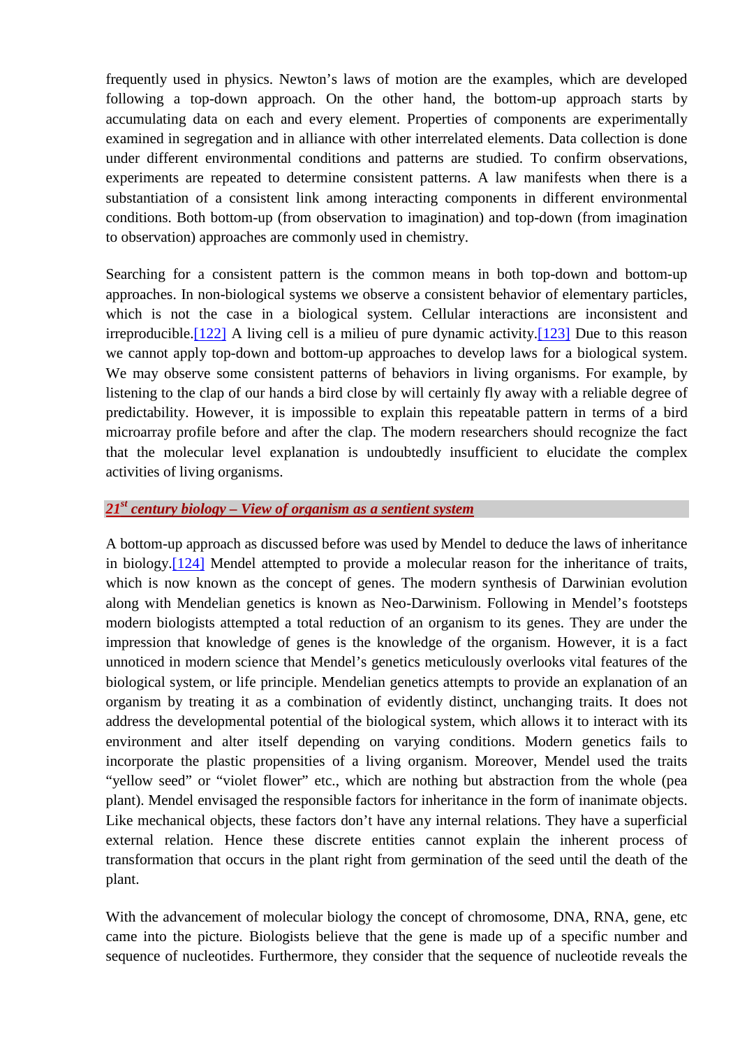frequently used in physics. Newton's laws of motion are the examples, which are developed following a top-down approach. On the other hand, the bottom-up approach starts by accumulating data on each and every element. Properties of components are experimentally examined in segregation and in alliance with other interrelated elements. Data collection is done under different environmental conditions and patterns are studied. To confirm observations, experiments are repeated to determine consistent patterns. A law manifests when there is a substantiation of a consistent link among interacting components in different environmental conditions. Both bottom-up (from observation to imagination) and top-down (from imagination to observation) approaches are commonly used in chemistry.

Searching for a consistent pattern is the common means in both top-down and bottom-up approaches. In non-biological systems we observe a consistent behavior of elementary particles, which is not the case in a biological system. Cellular interactions are inconsistent and irreproducible.[122] A living cell is a milieu of pure dynamic activity.[123] Due to this reason we cannot apply top-down and bottom-up approaches to develop laws for a biological system. We may observe some consistent patterns of behaviors in living organisms. For example, by listening to the clap of our hands a bird close by will certainly fly away with a reliable degree of predictability. However, it is impossible to explain this repeatable pattern in terms of a bird microarray profile before and after the clap. The modern researchers should recognize the fact that the molecular level explanation is undoubtedly insufficient to elucidate the complex activities of living organisms.

## *21st century biology – View of organism as a sentient system*

A bottom-up approach as discussed before was used by Mendel to deduce the laws of inheritance in biology.[124] Mendel attempted to provide a molecular reason for the inheritance of traits, which is now known as the concept of genes. The modern synthesis of Darwinian evolution along with Mendelian genetics is known as Neo-Darwinism. Following in Mendel's footsteps modern biologists attempted a total reduction of an organism to its genes. They are under the impression that knowledge of genes is the knowledge of the organism. However, it is a fact unnoticed in modern science that Mendel's genetics meticulously overlooks vital features of the biological system, or life principle. Mendelian genetics attempts to provide an explanation of an organism by treating it as a combination of evidently distinct, unchanging traits. It does not address the developmental potential of the biological system, which allows it to interact with its environment and alter itself depending on varying conditions. Modern genetics fails to incorporate the plastic propensities of a living organism. Moreover, Mendel used the traits "yellow seed" or "violet flower" etc., which are nothing but abstraction from the whole (pea plant). Mendel envisaged the responsible factors for inheritance in the form of inanimate objects. Like mechanical objects, these factors don't have any internal relations. They have a superficial external relation. Hence these discrete entities cannot explain the inherent process of transformation that occurs in the plant right from germination of the seed until the death of the plant.

With the advancement of molecular biology the concept of chromosome, DNA, RNA, gene, etc came into the picture. Biologists believe that the gene is made up of a specific number and sequence of nucleotides. Furthermore, they consider that the sequence of nucleotide reveals the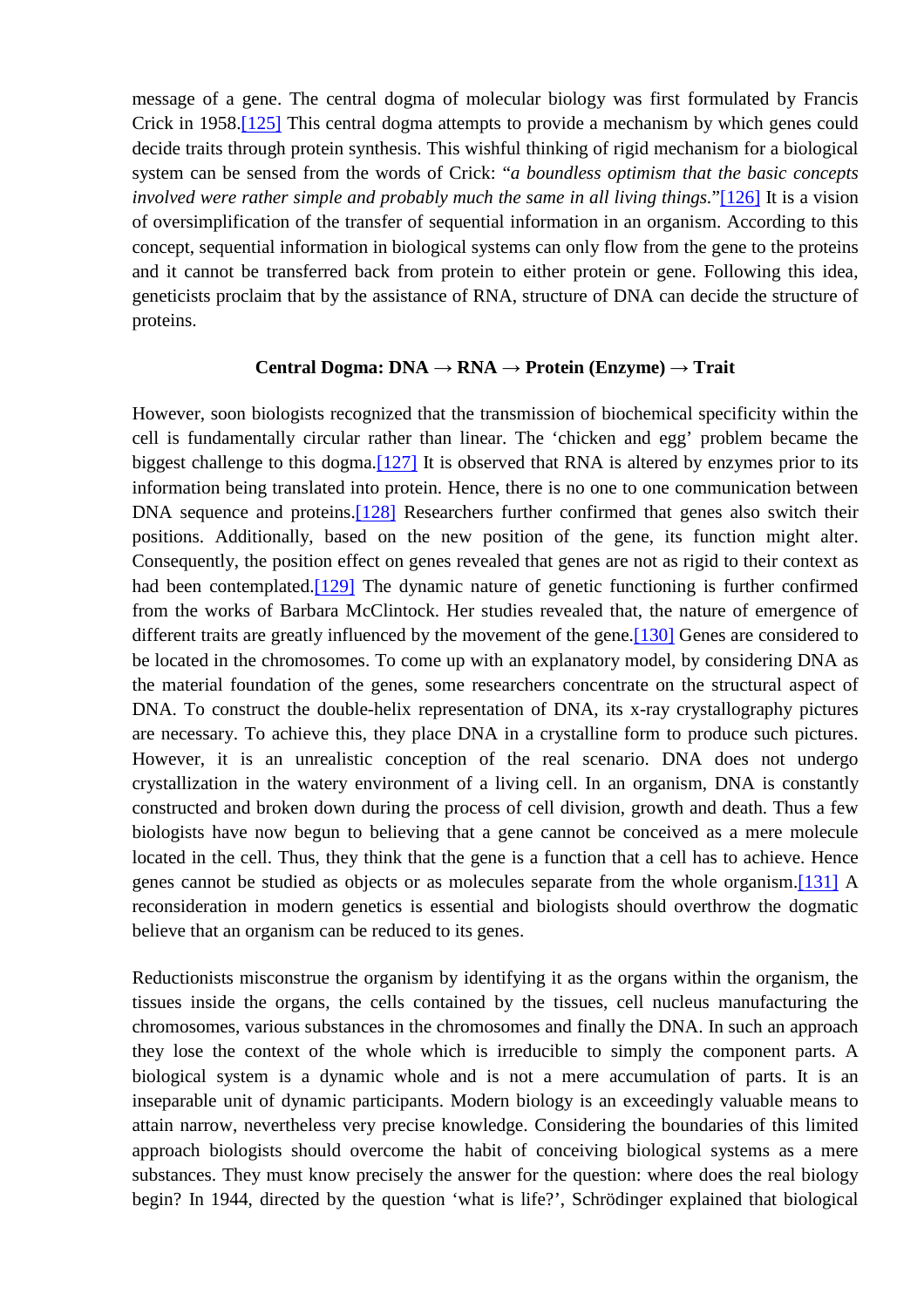message of a gene. The central dogma of molecular biology was first formulated by Francis Crick in 1958.[125] This central dogma attempts to provide a mechanism by which genes could decide traits through protein synthesis. This wishful thinking of rigid mechanism for a biological system can be sensed from the words of Crick: "*a boundless optimism that the basic concepts involved were rather simple and probably much the same in all living things.*"[126] It is a vision of oversimplification of the transfer of sequential information in an organism. According to this concept, sequential information in biological systems can only flow from the gene to the proteins and it cannot be transferred back from protein to either protein or gene. Following this idea, geneticists proclaim that by the assistance of RNA, structure of DNA can decide the structure of proteins.

**Central Dogma: DNA → RNA → Protein (Enzyme) → Trait**

However, soon biologists recognized that the transmission of biochemical specificity within the cell is fundamentally circular rather than linear. The 'chicken and egg' problem became the biggest challenge to this dogma.[127] It is observed that RNA is altered by enzymes prior to its information being translated into protein. Hence, there is no one to one communication between DNA sequence and proteins.[128] Researchers further confirmed that genes also switch their positions. Additionally, based on the new position of the gene, its function might alter. Consequently, the position effect on genes revealed that genes are not as rigid to their context as had been contemplated.[129] The dynamic nature of genetic functioning is further confirmed from the works of Barbara McClintock. Her studies revealed that, the nature of emergence of different traits are greatly influenced by the movement of the gene.[130] Genes are considered to be located in the chromosomes. To come up with an explanatory model, by considering DNA as the material foundation of the genes, some researchers concentrate on the structural aspect of DNA. To construct the double-helix representation of DNA, its x-ray crystallography pictures are necessary. To achieve this, they place DNA in a crystalline form to produce such pictures. However, it is an unrealistic conception of the real scenario. DNA does not undergo crystallization in the watery environment of a living cell. In an organism, DNA is constantly constructed and broken down during the process of cell division, growth and death. Thus a few biologists have now begun to believing that a gene cannot be conceived as a mere molecule located in the cell. Thus, they think that the gene is a function that a cell has to achieve. Hence genes cannot be studied as objects or as molecules separate from the whole organism.[131] A reconsideration in modern genetics is essential and biologists should overthrow the dogmatic believe that an organism can be reduced to its genes.

Reductionists misconstrue the organism by identifying it as the organs within the organism, the tissues inside the organs, the cells contained by the tissues, cell nucleus manufacturing the chromosomes, various substances in the chromosomes and finally the DNA. In such an approach they lose the context of the whole which is irreducible to simply the component parts. A biological system is a dynamic whole and is not a mere accumulation of parts. It is an inseparable unit of dynamic participants. Modern biology is an exceedingly valuable means to attain narrow, nevertheless very precise knowledge. Considering the boundaries of this limited approach biologists should overcome the habit of conceiving biological systems as a mere substances. They must know precisely the answer for the question: where does the real biology begin? In 1944, directed by the question 'what is life?', Schrödinger explained that biological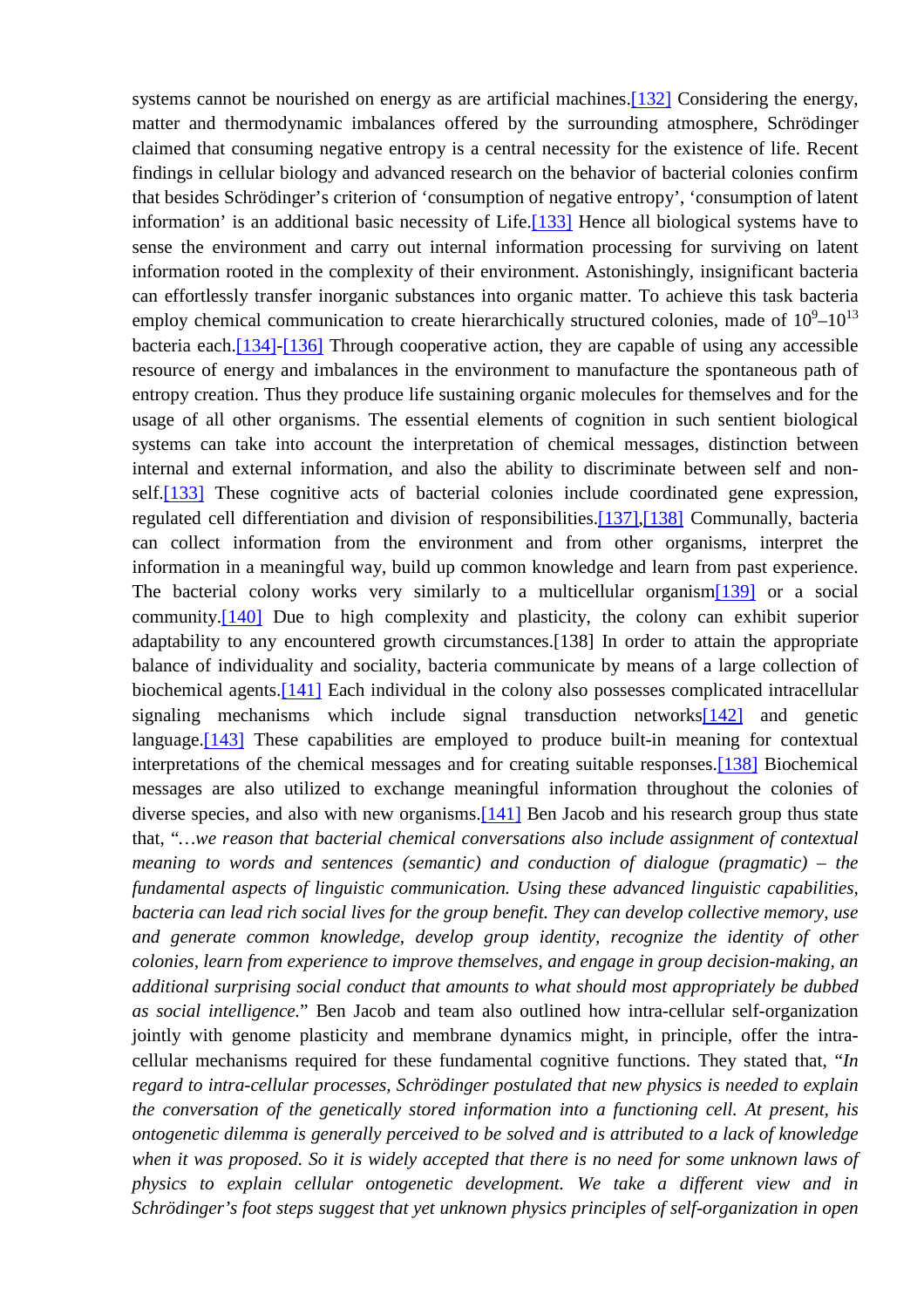systems cannot be nourished on energy as are artificial machines.[132] Considering the energy, matter and thermodynamic imbalances offered by the surrounding atmosphere, Schrödinger claimed that consuming negative entropy is a central necessity for the existence of life. Recent findings in cellular biology and advanced research on the behavior of bacterial colonies confirm that besides Schrödinger's criterion of 'consumption of negative entropy', 'consumption of latent information' is an additional basic necessity of Life.[133] Hence all biological systems have to sense the environment and carry out internal information processing for surviving on latent information rooted in the complexity of their environment. Astonishingly, insignificant bacteria can effortlessly transfer inorganic substances into organic matter. To achieve this task bacteria employ chemical communication to create hierarchically structured colonies, made of $10^9$–$10^{13}$ bacteria each.[134]-[136] Through cooperative action, they are capable of using any accessible resource of energy and imbalances in the environment to manufacture the spontaneous path of entropy creation. Thus they produce life sustaining organic molecules for themselves and for the usage of all other organisms. The essential elements of cognition in such sentient biological systems can take into account the interpretation of chemical messages, distinction between internal and external information, and also the ability to discriminate between self and non-self.[133] These cognitive acts of bacterial colonies include coordinated gene expression, regulated cell differentiation and division of responsibilities.[137],[138] Communally, bacteria can collect information from the environment and from other organisms, interpret the information in a meaningful way, build up common knowledge and learn from past experience. The bacterial colony works very similarly to a multicellular organism[139] or a social community.[140] Due to high complexity and plasticity, the colony can exhibit superior adaptability to any encountered growth circumstances.[138] In order to attain the appropriate balance of individuality and sociality, bacteria communicate by means of a large collection of biochemical agents.[141] Each individual in the colony also possesses complicated intracellular signaling mechanisms which include signal transduction networks[142] and genetic language.[143] These capabilities are employed to produce built-in meaning for contextual interpretations of the chemical messages and for creating suitable responses.[138] Biochemical messages are also utilized to exchange meaningful information throughout the colonies of diverse species, and also with new organisms.[141] Ben Jacob and his research group thus state that, "*…we reason that bacterial chemical conversations also include assignment of contextual meaning to words and sentences (semantic) and conduction of dialogue (pragmatic) – the fundamental aspects of linguistic communication. Using these advanced linguistic capabilities, bacteria can lead rich social lives for the group benefit. They can develop collective memory, use and generate common knowledge, develop group identity, recognize the identity of other colonies, learn from experience to improve themselves, and engage in group decision-making, an additional surprising social conduct that amounts to what should most appropriately be dubbed as social intelligence.*" Ben Jacob and team also outlined how intra-cellular self-organization jointly with genome plasticity and membrane dynamics might, in principle, offer the intra-cellular mechanisms required for these fundamental cognitive functions. They stated that, "*In regard to intra-cellular processes, Schrödinger postulated that new physics is needed to explain the conversation of the genetically stored information into a functioning cell. At present, his ontogenetic dilemma is generally perceived to be solved and is attributed to a lack of knowledge when it was proposed. So it is widely accepted that there is no need for some unknown laws of physics to explain cellular ontogenetic development. We take a different view and in Schrödinger's foot steps suggest that yet unknown physics principles of self-organization in open*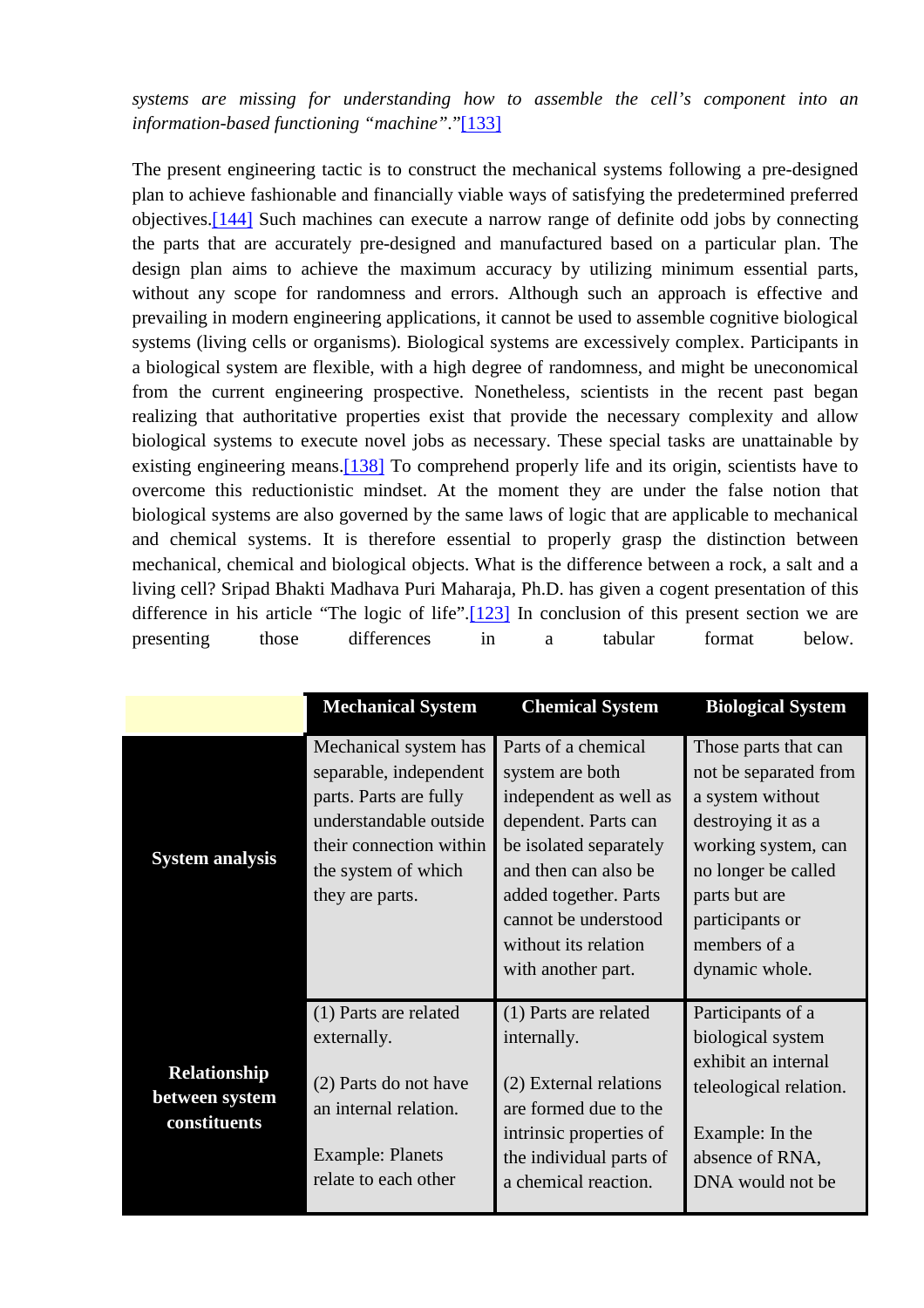*systems are missing for understanding how to assemble the cell's component into an information-based functioning "machine"*."[133]

The present engineering tactic is to construct the mechanical systems following a pre-designed plan to achieve fashionable and financially viable ways of satisfying the predetermined preferred objectives.[144] Such machines can execute a narrow range of definite odd jobs by connecting the parts that are accurately pre-designed and manufactured based on a particular plan. The design plan aims to achieve the maximum accuracy by utilizing minimum essential parts, without any scope for randomness and errors. Although such an approach is effective and prevailing in modern engineering applications, it cannot be used to assemble cognitive biological systems (living cells or organisms). Biological systems are excessively complex. Participants in a biological system are flexible, with a high degree of randomness, and might be uneconomical from the current engineering prospective. Nonetheless, scientists in the recent past began realizing that authoritative properties exist that provide the necessary complexity and allow biological systems to execute novel jobs as necessary. These special tasks are unattainable by existing engineering means.[138] To comprehend properly life and its origin, scientists have to overcome this reductionistic mindset. At the moment they are under the false notion that biological systems are also governed by the same laws of logic that are applicable to mechanical and chemical systems. It is therefore essential to properly grasp the distinction between mechanical, chemical and biological objects. What is the difference between a rock, a salt and a living cell? Sripad Bhakti Madhava Puri Maharaja, Ph.D. has given a cogent presentation of this difference in his article "The logic of life".[123] In conclusion of this present section we are presenting those differences in a tabular format below.

| | **Mechanical System** | **Chemical System** | **Biological System** |
|---|---|---|---|
| **System analysis** | Mechanical system has separable, independent parts. Parts are fully understandable outside their connection within the system of which they are parts. | Parts of a chemical system are both independent as well as dependent. Parts can be isolated separately and then can also be added together. Parts cannot be understood without its relation with another part. | Those parts that can not be separated from a system without destroying it as a working system, can no longer be called parts but are participants or members of a dynamic whole. |
| **Relationship between system constituents** | (1) Parts are related externally.<br><br>(2) Parts do not have an internal relation.<br><br>Example: Planets relate to each other | (1) Parts are related internally.<br><br>(2) External relations are formed due to the intrinsic properties of the individual parts of a chemical reaction. | Participants of a biological system exhibit an internal teleological relation.<br><br>Example: In the absence of RNA, DNA would not be |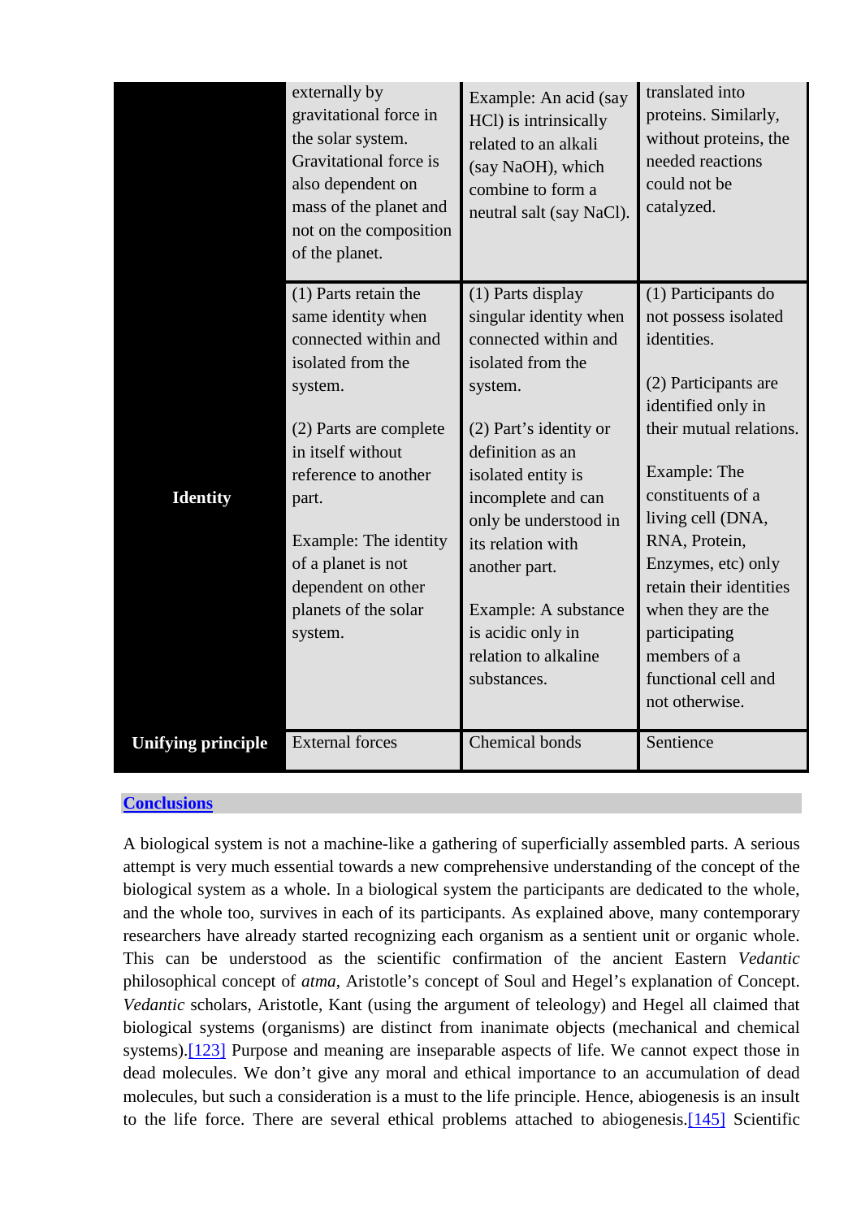| | | | |
|---|---|---|---|
| | externally by gravitational force in the solar system. Gravitational force is also dependent on mass of the planet and not on the composition of the planet. | Example: An acid (say HCl) is intrinsically related to an alkali (say NaOH), which combine to form a neutral salt (say NaCl). | translated into proteins. Similarly, without proteins, the needed reactions could not be catalyzed. |
| **Identity** | (1) Parts retain the same identity when connected within and isolated from the system.<br><br>(2) Parts are complete in itself without reference to another part.<br><br>Example: The identity of a planet is not dependent on other planets of the solar system. | (1) Parts display singular identity when connected within and isolated from the system.<br><br>(2) Part's identity or definition as an isolated entity is incomplete and can only be understood in its relation with another part.<br><br>Example: A substance is acidic only in relation to alkaline substances. | (1) Participants do not possess isolated identities.<br><br>(2) Participants are identified only in their mutual relations.<br><br>Example: The constituents of a living cell (DNA, RNA, Protein, Enzymes, etc) only retain their identities when they are the participating members of a functional cell and not otherwise. |
| **Unifying principle** | External forces | Chemical bonds | Sentience |

## Conclusions

A biological system is not a machine-like a gathering of superficially assembled parts. A serious attempt is very much essential towards a new comprehensive understanding of the concept of the biological system as a whole. In a biological system the participants are dedicated to the whole, and the whole too, survives in each of its participants. As explained above, many contemporary researchers have already started recognizing each organism as a sentient unit or organic whole. This can be understood as the scientific confirmation of the ancient Eastern *Vedantic* philosophical concept of *atma*, Aristotle's concept of Soul and Hegel's explanation of Concept. *Vedantic* scholars, Aristotle, Kant (using the argument of teleology) and Hegel all claimed that biological systems (organisms) are distinct from inanimate objects (mechanical and chemical systems).[123] Purpose and meaning are inseparable aspects of life. We cannot expect those in dead molecules. We don't give any moral and ethical importance to an accumulation of dead molecules, but such a consideration is a must to the life principle. Hence, abiogenesis is an insult to the life force. There are several ethical problems attached to abiogenesis.[145] Scientific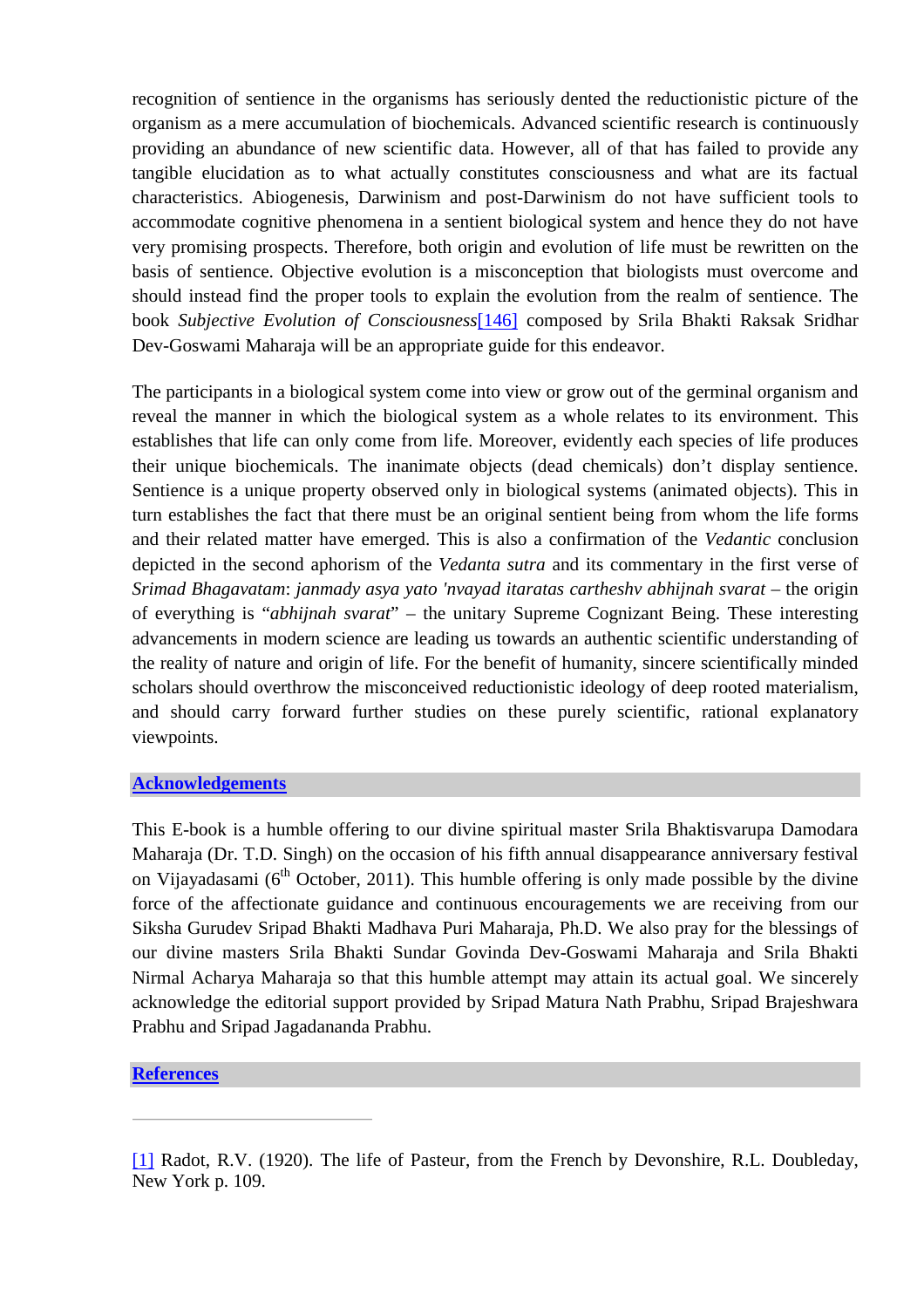recognition of sentience in the organisms has seriously dented the reductionistic picture of the organism as a mere accumulation of biochemicals. Advanced scientific research is continuously providing an abundance of new scientific data. However, all of that has failed to provide any tangible elucidation as to what actually constitutes consciousness and what are its factual characteristics. Abiogenesis, Darwinism and post-Darwinism do not have sufficient tools to accommodate cognitive phenomena in a sentient biological system and hence they do not have very promising prospects. Therefore, both origin and evolution of life must be rewritten on the basis of sentience. Objective evolution is a misconception that biologists must overcome and should instead find the proper tools to explain the evolution from the realm of sentience. The book *Subjective Evolution of Consciousness*[146] composed by Srila Bhakti Raksak Sridhar Dev-Goswami Maharaja will be an appropriate guide for this endeavor.

The participants in a biological system come into view or grow out of the germinal organism and reveal the manner in which the biological system as a whole relates to its environment. This establishes that life can only come from life. Moreover, evidently each species of life produces their unique biochemicals. The inanimate objects (dead chemicals) don't display sentience. Sentience is a unique property observed only in biological systems (animated objects). This in turn establishes the fact that there must be an original sentient being from whom the life forms and their related matter have emerged. This is also a confirmation of the *Vedantic* conclusion depicted in the second aphorism of the *Vedanta sutra* and its commentary in the first verse of *Srimad Bhagavatam*: *janmady asya yato 'nvayad itaratas cartheshv abhijnah svarat* – the origin of everything is "*abhijnah svarat*" – the unitary Supreme Cognizant Being. These interesting advancements in modern science are leading us towards an authentic scientific understanding of the reality of nature and origin of life. For the benefit of humanity, sincere scientifically minded scholars should overthrow the misconceived reductionistic ideology of deep rooted materialism, and should carry forward further studies on these purely scientific, rational explanatory viewpoints.

## Acknowledgements

This E-book is a humble offering to our divine spiritual master Srila Bhaktisvarupa Damodara Maharaja (Dr. T.D. Singh) on the occasion of his fifth annual disappearance anniversary festival on Vijayadasami (6th October, 2011). This humble offering is only made possible by the divine force of the affectionate guidance and continuous encouragements we are receiving from our Siksha Gurudev Sripad Bhakti Madhava Puri Maharaja, Ph.D. We also pray for the blessings of our divine masters Srila Bhakti Sundar Govinda Dev-Goswami Maharaja and Srila Bhakti Nirmal Acharya Maharaja so that this humble attempt may attain its actual goal. We sincerely acknowledge the editorial support provided by Sripad Matura Nath Prabhu, Sripad Brajeshwara Prabhu and Sripad Jagadananda Prabhu.

## References

---

[1] Radot, R.V. (1920). The life of Pasteur, from the French by Devonshire, R.L. Doubleday, New York p. 109.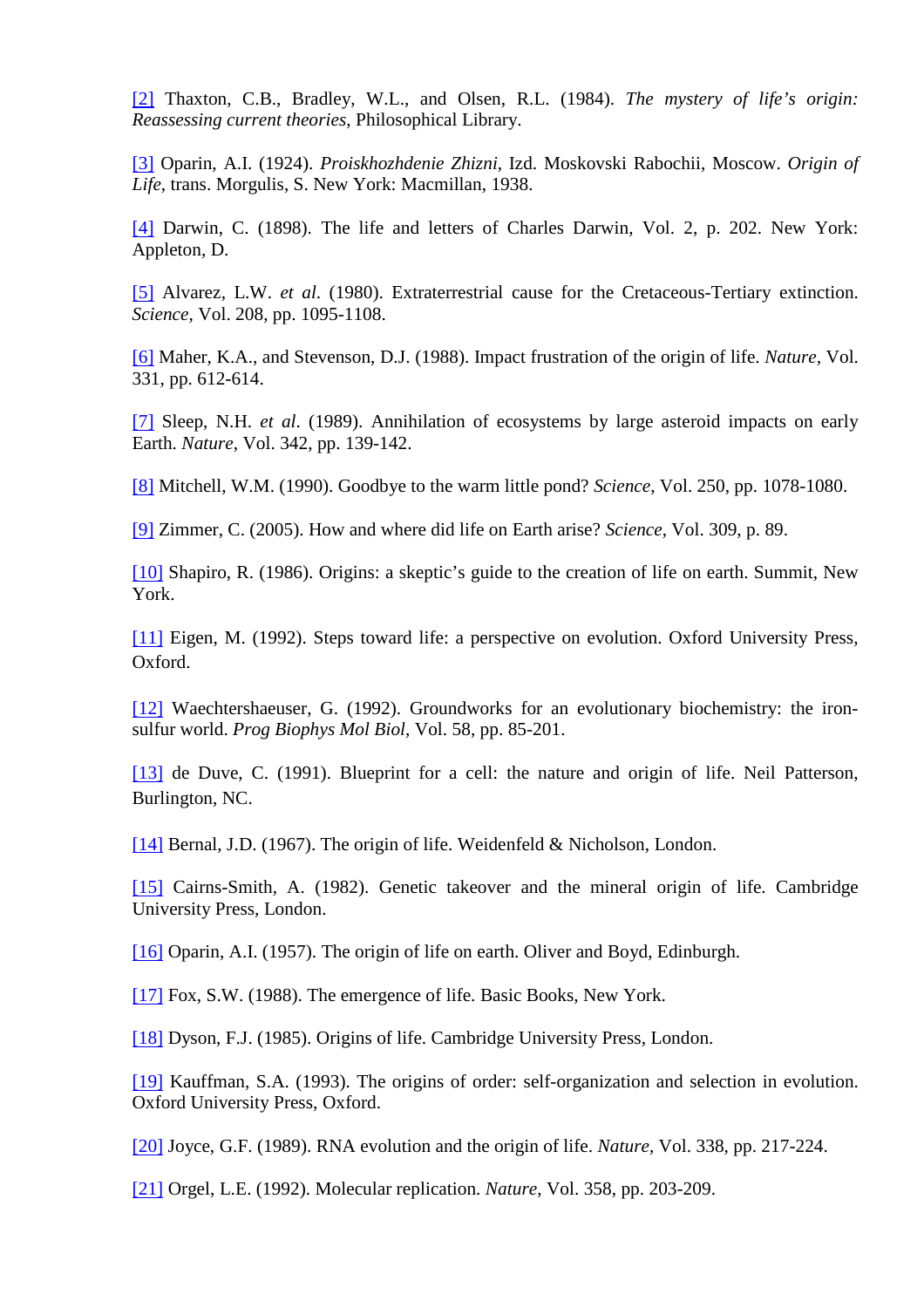[2] Thaxton, C.B., Bradley, W.L., and Olsen, R.L. (1984). *The mystery of life's origin: Reassessing current theories*, Philosophical Library.

[3] Oparin, A.I. (1924). *Proiskhozhdenie Zhizni*, Izd. Moskovski Rabochii, Moscow. *Origin of Life*, trans. Morgulis, S. New York: Macmillan, 1938.

[4] Darwin, C. (1898). The life and letters of Charles Darwin, Vol. 2, p. 202. New York: Appleton, D.

[5] Alvarez, L.W. *et al*. (1980). Extraterrestrial cause for the Cretaceous-Tertiary extinction. *Science,* Vol. 208, pp. 1095-1108.

[6] Maher, K.A., and Stevenson, D.J. (1988). Impact frustration of the origin of life. *Nature*, Vol. 331, pp. 612-614.

[7] Sleep, N.H. *et al*. (1989). Annihilation of ecosystems by large asteroid impacts on early Earth. *Nature*, Vol. 342, pp. 139-142.

[8] Mitchell, W.M. (1990). Goodbye to the warm little pond? *Science*, Vol. 250, pp. 1078-1080.

[9] Zimmer, C. (2005). How and where did life on Earth arise? *Science*, Vol. 309, p. 89.

[10] Shapiro, R. (1986). Origins: a skeptic's guide to the creation of life on earth. Summit, New York.

[11] Eigen, M. (1992). Steps toward life: a perspective on evolution. Oxford University Press, Oxford.

[12] Waechtershaeuser, G. (1992). Groundworks for an evolutionary biochemistry: the iron-sulfur world. *Prog Biophys Mol Biol*, Vol. 58, pp. 85-201.

[13] de Duve, C. (1991). Blueprint for a cell: the nature and origin of life. Neil Patterson, Burlington, NC.

[14] Bernal, J.D. (1967). The origin of life. Weidenfeld & Nicholson, London.

[15] Cairns-Smith, A. (1982). Genetic takeover and the mineral origin of life. Cambridge University Press, London.

[16] Oparin, A.I. (1957). The origin of life on earth. Oliver and Boyd, Edinburgh.

[17] Fox, S.W. (1988). The emergence of life. Basic Books, New York.

[18] Dyson, F.J. (1985). Origins of life. Cambridge University Press, London.

[19] Kauffman, S.A. (1993). The origins of order: self-organization and selection in evolution. Oxford University Press, Oxford.

[20] Joyce, G.F. (1989). RNA evolution and the origin of life. *Nature*, Vol. 338, pp. 217-224.

[21] Orgel, L.E. (1992). Molecular replication. *Nature*, Vol. 358, pp. 203-209.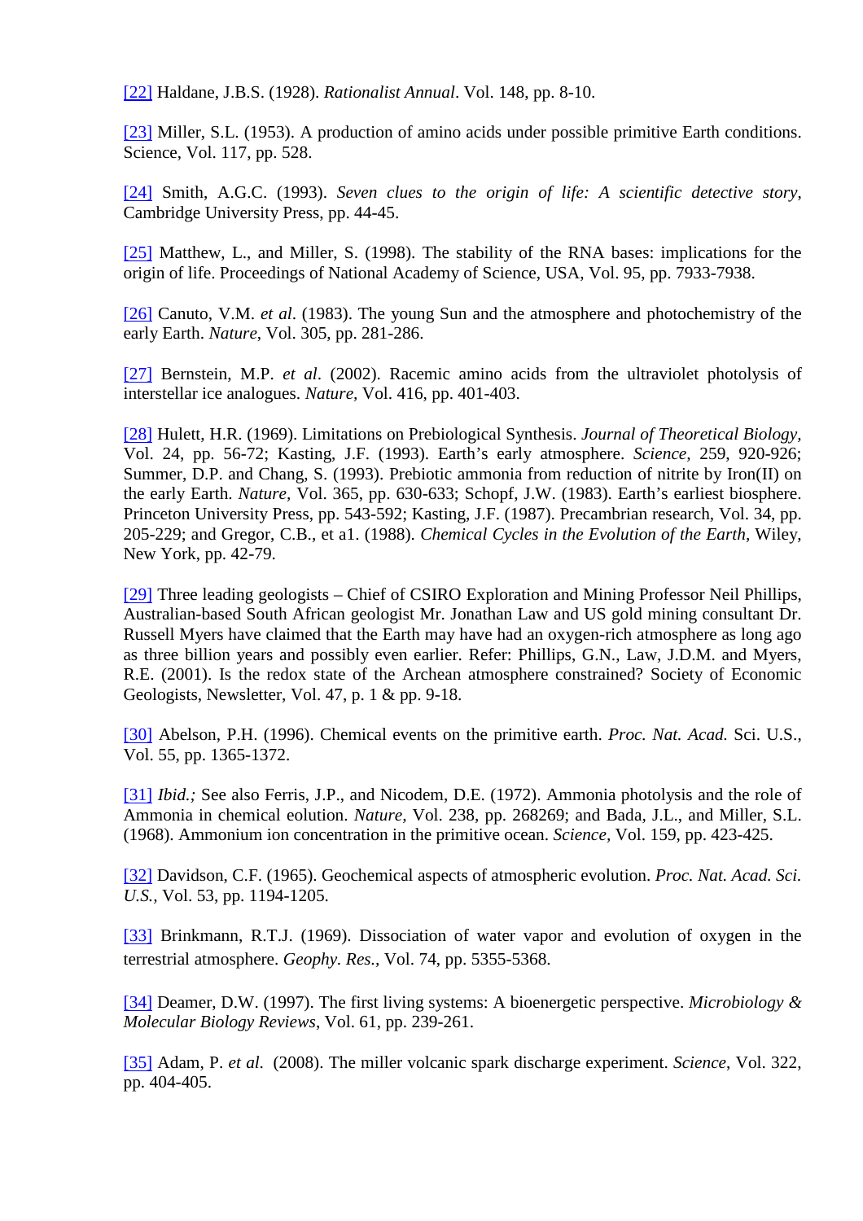[22] Haldane, J.B.S. (1928). *Rationalist Annual*. Vol. 148, pp. 8-10.

[23] Miller, S.L. (1953). A production of amino acids under possible primitive Earth conditions. Science, Vol. 117, pp. 528.

[24] Smith, A.G.C. (1993). *Seven clues to the origin of life: A scientific detective story*, Cambridge University Press, pp. 44-45.

[25] Matthew, L., and Miller, S. (1998). The stability of the RNA bases: implications for the origin of life. Proceedings of National Academy of Science, USA, Vol. 95, pp. 7933-7938.

[26] Canuto, V.M. *et al*. (1983). The young Sun and the atmosphere and photochemistry of the early Earth. *Nature*, Vol. 305, pp. 281-286.

[27] Bernstein, M.P. *et al*. (2002). Racemic amino acids from the ultraviolet photolysis of interstellar ice analogues. *Nature*, Vol. 416, pp. 401-403.

[28] Hulett, H.R. (1969). Limitations on Prebiological Synthesis. *Journal of Theoretical Biology*, Vol. 24, pp. 56-72; Kasting, J.F. (1993). Earth's early atmosphere. *Science*, 259, 920-926; Summer, D.P. and Chang, S. (1993). Prebiotic ammonia from reduction of nitrite by Iron(II) on the early Earth. *Nature*, Vol. 365, pp. 630-633; Schopf, J.W. (1983). Earth's earliest biosphere. Princeton University Press, pp. 543-592; Kasting, J.F. (1987). Precambrian research, Vol. 34, pp. 205-229; and Gregor, C.B., et a1. (1988). *Chemical Cycles in the Evolution of the Earth*, Wiley, New York, pp. 42-79.

[29] Three leading geologists – Chief of CSIRO Exploration and Mining Professor Neil Phillips, Australian-based South African geologist Mr. Jonathan Law and US gold mining consultant Dr. Russell Myers have claimed that the Earth may have had an oxygen-rich atmosphere as long ago as three billion years and possibly even earlier. Refer: Phillips, G.N., Law, J.D.M. and Myers, R.E. (2001). Is the redox state of the Archean atmosphere constrained? Society of Economic Geologists, Newsletter, Vol. 47, p. 1 & pp. 9-18.

[30] Abelson, P.H. (1996). Chemical events on the primitive earth. *Proc. Nat. Acad.* Sci. U.S., Vol. 55, pp. 1365-1372.

[31] *Ibid.;* See also Ferris, J.P., and Nicodem, D.E. (1972). Ammonia photolysis and the role of Ammonia in chemical eolution. *Nature*, Vol. 238, pp. 268269; and Bada, J.L., and Miller, S.L. (1968). Ammonium ion concentration in the primitive ocean. *Science*, Vol. 159, pp. 423-425.

[32] Davidson, C.F. (1965). Geochemical aspects of atmospheric evolution. *Proc. Nat. Acad. Sci. U.S.*, Vol. 53, pp. 1194-1205.

[33] Brinkmann, R.T.J. (1969). Dissociation of water vapor and evolution of oxygen in the terrestrial atmosphere. *Geophy. Res.*, Vol. 74, pp. 5355-5368.

[34] Deamer, D.W. (1997). The first living systems: A bioenergetic perspective. *Microbiology & Molecular Biology Reviews*, Vol. 61, pp. 239-261.

[35] Adam, P. *et al*. (2008). The miller volcanic spark discharge experiment. *Science*, Vol. 322, pp. 404-405.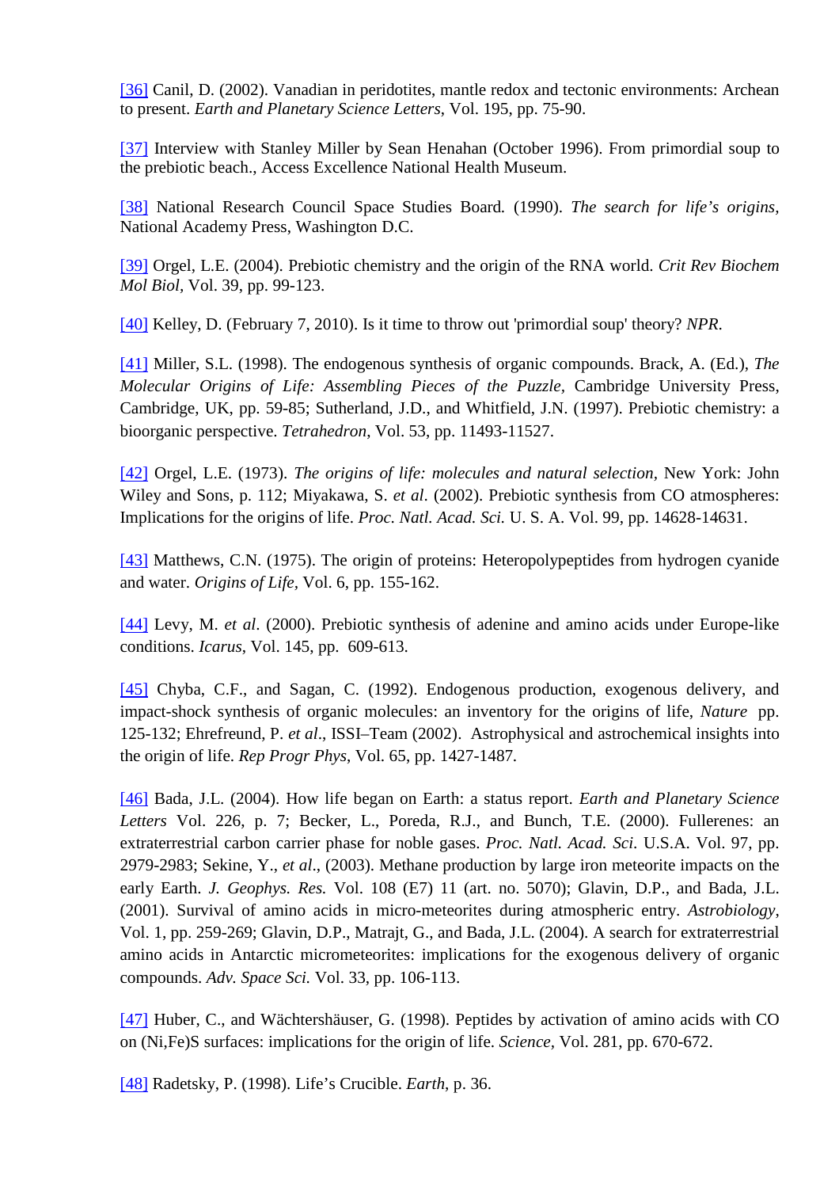[36] Canil, D. (2002). Vanadian in peridotites, mantle redox and tectonic environments: Archean to present. *Earth and Planetary Science Letters*, Vol. 195, pp. 75-90.

[37] Interview with Stanley Miller by Sean Henahan (October 1996). From primordial soup to the prebiotic beach., Access Excellence National Health Museum.

[38] National Research Council Space Studies Board. (1990). *The search for life's origins*, National Academy Press, Washington D.C.

[39] Orgel, L.E. (2004). Prebiotic chemistry and the origin of the RNA world. *Crit Rev Biochem Mol Biol*, Vol. 39, pp. 99-123.

[40] Kelley, D. (February 7, 2010). Is it time to throw out 'primordial soup' theory? *NPR*.

[41] Miller, S.L. (1998). The endogenous synthesis of organic compounds. Brack, A. (Ed.), *The Molecular Origins of Life: Assembling Pieces of the Puzzle*, Cambridge University Press, Cambridge, UK, pp. 59-85; Sutherland, J.D., and Whitfield, J.N. (1997). Prebiotic chemistry: a bioorganic perspective. *Tetrahedron*, Vol. 53, pp. 11493-11527.

[42] Orgel, L.E. (1973). *The origins of life: molecules and natural selection*, New York: John Wiley and Sons, p. 112; Miyakawa, S. *et al*. (2002). Prebiotic synthesis from CO atmospheres: Implications for the origins of life. *Proc. Natl. Acad. Sci.* U. S. A. Vol. 99, pp. 14628-14631.

[43] Matthews, C.N. (1975). The origin of proteins: Heteropolypeptides from hydrogen cyanide and water. *Origins of Life*, Vol. 6, pp. 155-162.

[44] Levy, M. *et al*. (2000). Prebiotic synthesis of adenine and amino acids under Europe-like conditions. *Icarus*, Vol. 145, pp. 609-613.

[45] Chyba, C.F., and Sagan, C. (1992). Endogenous production, exogenous delivery, and impact-shock synthesis of organic molecules: an inventory for the origins of life, *Nature* pp. 125-132; Ehrefreund, P. *et al*., ISSI–Team (2002). Astrophysical and astrochemical insights into the origin of life. *Rep Progr Phys*, Vol. 65, pp. 1427-1487.

[46] Bada, J.L. (2004). How life began on Earth: a status report. *Earth and Planetary Science Letters* Vol. 226, p. 7; Becker, L., Poreda, R.J., and Bunch, T.E. (2000). Fullerenes: an extraterrestrial carbon carrier phase for noble gases. *Proc. Natl. Acad. Sci.* U.S.A. Vol. 97, pp. 2979-2983; Sekine, Y., *et al*., (2003). Methane production by large iron meteorite impacts on the early Earth. *J. Geophys. Res.* Vol. 108 (E7) 11 (art. no. 5070); Glavin, D.P., and Bada, J.L. (2001). Survival of amino acids in micro-meteorites during atmospheric entry. *Astrobiology*, Vol. 1, pp. 259-269; Glavin, D.P., Matrajt, G., and Bada, J.L. (2004). A search for extraterrestrial amino acids in Antarctic micrometeorites: implications for the exogenous delivery of organic compounds. *Adv. Space Sci.* Vol. 33, pp. 106-113.

[47] Huber, C., and Wächtershäuser, G. (1998). Peptides by activation of amino acids with CO on (Ni,Fe)S surfaces: implications for the origin of life. *Science*, Vol. 281, pp. 670-672.

[48] Radetsky, P. (1998). Life's Crucible. *Earth*, p. 36.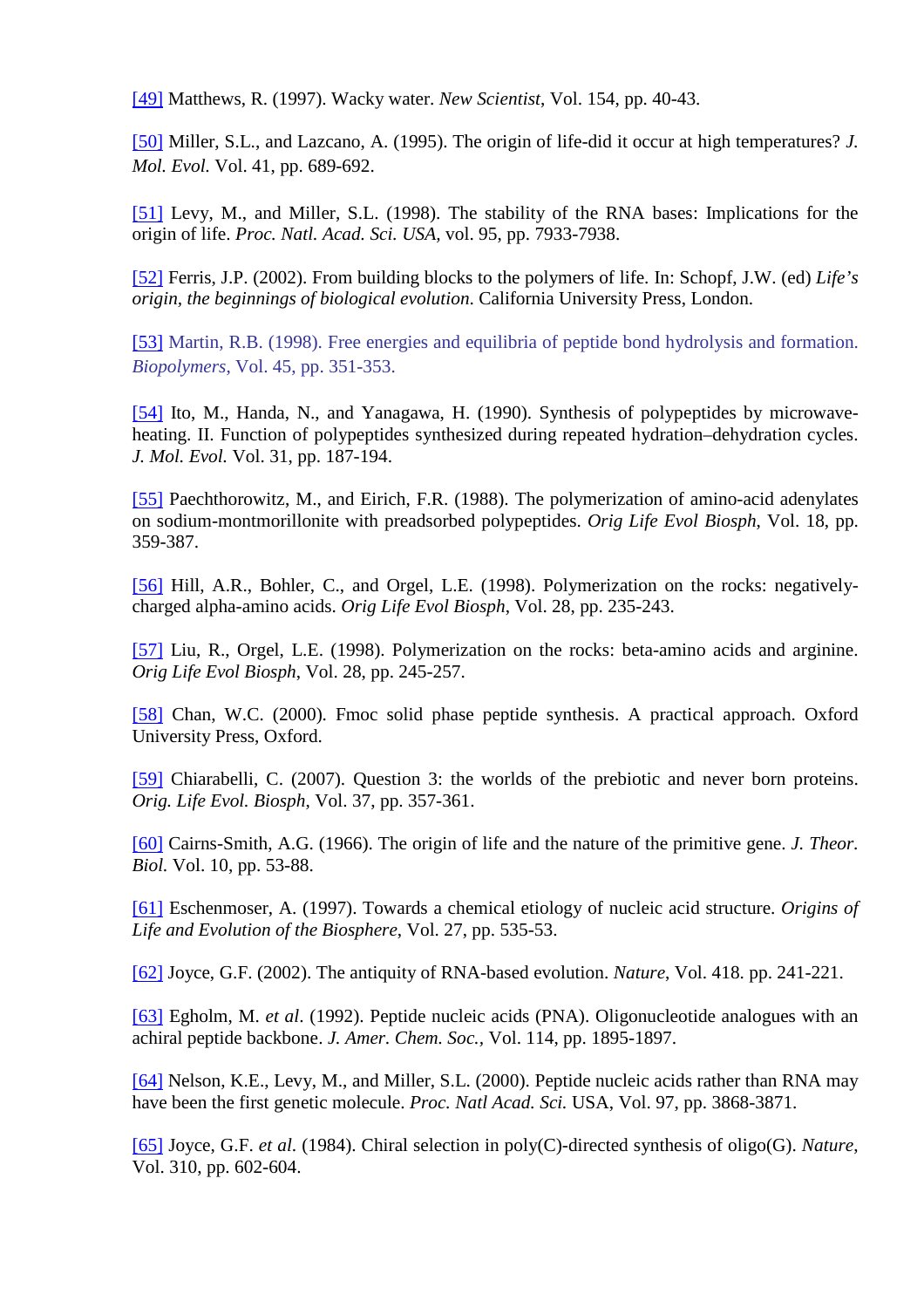[49] Matthews, R. (1997). Wacky water. *New Scientist*, Vol. 154, pp. 40-43.

[50] Miller, S.L., and Lazcano, A. (1995). The origin of life-did it occur at high temperatures? *J. Mol. Evol.* Vol. 41, pp. 689-692.

[51] Levy, M., and Miller, S.L. (1998). The stability of the RNA bases: Implications for the origin of life. *Proc. Natl. Acad. Sci. USA*, vol. 95, pp. 7933-7938.

[52] Ferris, J.P. (2002). From building blocks to the polymers of life. In: Schopf, J.W. (ed) *Life's origin, the beginnings of biological evolution*. California University Press, London.

[53] Martin, R.B. (1998). Free energies and equilibria of peptide bond hydrolysis and formation. *Biopolymers*, Vol. 45, pp. 351-353.

[54] Ito, M., Handa, N., and Yanagawa, H. (1990). Synthesis of polypeptides by microwave-heating. II. Function of polypeptides synthesized during repeated hydration–dehydration cycles. *J. Mol. Evol.* Vol. 31, pp. 187-194.

[55] Paechthorowitz, M., and Eirich, F.R. (1988). The polymerization of amino-acid adenylates on sodium-montmorillonite with preadsorbed polypeptides. *Orig Life Evol Biosph*, Vol. 18, pp. 359-387.

[56] Hill, A.R., Bohler, C., and Orgel, L.E. (1998). Polymerization on the rocks: negatively-charged alpha-amino acids. *Orig Life Evol Biosph*, Vol. 28, pp. 235-243.

[57] Liu, R., Orgel, L.E. (1998). Polymerization on the rocks: beta-amino acids and arginine. *Orig Life Evol Biosph*, Vol. 28, pp. 245-257.

[58] Chan, W.C. (2000). Fmoc solid phase peptide synthesis. A practical approach. Oxford University Press, Oxford.

[59] Chiarabelli, C. (2007). Question 3: the worlds of the prebiotic and never born proteins. *Orig. Life Evol. Biosph*, Vol. 37, pp. 357-361.

[60] Cairns-Smith, A.G. (1966). The origin of life and the nature of the primitive gene. *J. Theor. Biol.* Vol. 10, pp. 53-88.

[61] Eschenmoser, A. (1997). Towards a chemical etiology of nucleic acid structure. *Origins of Life and Evolution of the Biosphere*, Vol. 27, pp. 535-53.

[62] Joyce, G.F. (2002). The antiquity of RNA-based evolution. *Nature*, Vol. 418. pp. 241-221.

[63] Egholm, M. *et al*. (1992). Peptide nucleic acids (PNA). Oligonucleotide analogues with an achiral peptide backbone. *J. Amer. Chem. Soc.*, Vol. 114, pp. 1895-1897.

[64] Nelson, K.E., Levy, M., and Miller, S.L. (2000). Peptide nucleic acids rather than RNA may have been the first genetic molecule. *Proc. Natl Acad. Sci.* USA, Vol. 97, pp. 3868-3871.

[65] Joyce, G.F. *et al.* (1984). Chiral selection in poly(C)-directed synthesis of oligo(G). *Nature*, Vol. 310, pp. 602-604.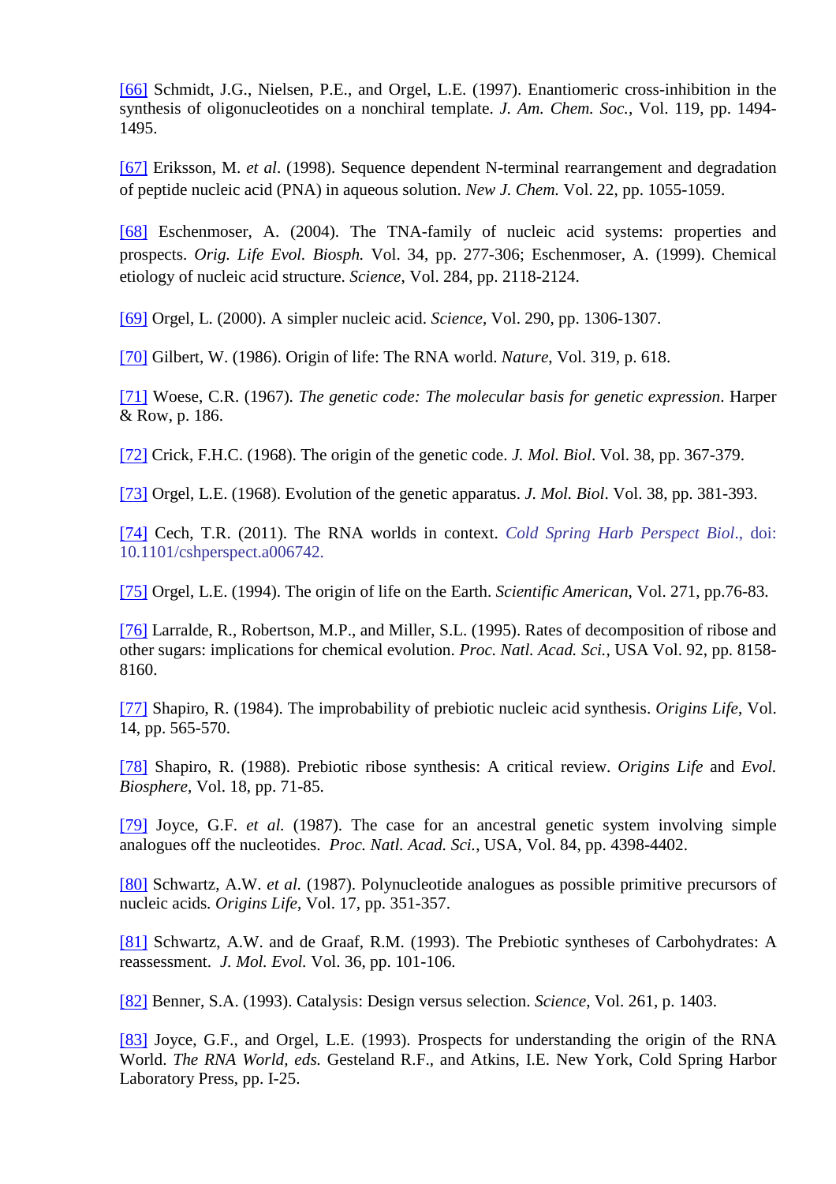[66] Schmidt, J.G., Nielsen, P.E., and Orgel, L.E. (1997). Enantiomeric cross-inhibition in the synthesis of oligonucleotides on a nonchiral template. *J. Am. Chem. Soc.*, Vol. 119, pp. 1494-1495.

[67] Eriksson, M. *et al*. (1998). Sequence dependent N-terminal rearrangement and degradation of peptide nucleic acid (PNA) in aqueous solution. *New J. Chem.* Vol. 22, pp. 1055-1059.

[68] Eschenmoser, A. (2004). The TNA-family of nucleic acid systems: properties and prospects. *Orig. Life Evol. Biosph.* Vol. 34, pp. 277-306; Eschenmoser, A. (1999). Chemical etiology of nucleic acid structure. *Science*, Vol. 284, pp. 2118-2124.

[69] Orgel, L. (2000). A simpler nucleic acid. *Science*, Vol. 290, pp. 1306-1307.

[70] Gilbert, W. (1986). Origin of life: The RNA world. *Nature*, Vol. 319, p. 618.

[71] Woese, C.R. (1967). *The genetic code: The molecular basis for genetic expression*. Harper & Row, p. 186.

[72] Crick, F.H.C. (1968). The origin of the genetic code. *J. Mol. Biol*. Vol. 38, pp. 367-379.

[73] Orgel, L.E. (1968). Evolution of the genetic apparatus. *J. Mol. Biol*. Vol. 38, pp. 381-393.

[74] Cech, T.R. (2011). The RNA worlds in context. *Cold Spring Harb Perspect Biol.*, doi: 10.1101/cshperspect.a006742.

[75] Orgel, L.E. (1994). The origin of life on the Earth. *Scientific American*, Vol. 271, pp.76-83.

[76] Larralde, R., Robertson, M.P., and Miller, S.L. (1995). Rates of decomposition of ribose and other sugars: implications for chemical evolution. *Proc. Natl. Acad. Sci.*, USA Vol. 92, pp. 8158-8160.

[77] Shapiro, R. (1984). The improbability of prebiotic nucleic acid synthesis. *Origins Life*, Vol. 14, pp. 565-570.

[78] Shapiro, R. (1988). Prebiotic ribose synthesis: A critical review. *Origins Life* and *Evol. Biosphere*, Vol. 18, pp. 71-85.

[79] Joyce, G.F. *et al.* (1987). The case for an ancestral genetic system involving simple analogues off the nucleotides. *Proc. Natl. Acad. Sci.*, USA, Vol. 84, pp. 4398-4402.

[80] Schwartz, A.W. *et al.* (1987). Polynucleotide analogues as possible primitive precursors of nucleic acids. *Origins Life*, Vol. 17, pp. 351-357.

[81] Schwartz, A.W. and de Graaf, R.M. (1993). The Prebiotic syntheses of Carbohydrates: A reassessment. *J. Mol. Evol.* Vol. 36, pp. 101-106.

[82] Benner, S.A. (1993). Catalysis: Design versus selection. *Science*, Vol. 261, p. 1403.

[83] Joyce, G.F., and Orgel, L.E. (1993). Prospects for understanding the origin of the RNA World. *The RNA World, eds.* Gesteland R.F., and Atkins, I.E. New York, Cold Spring Harbor Laboratory Press, pp. I-25.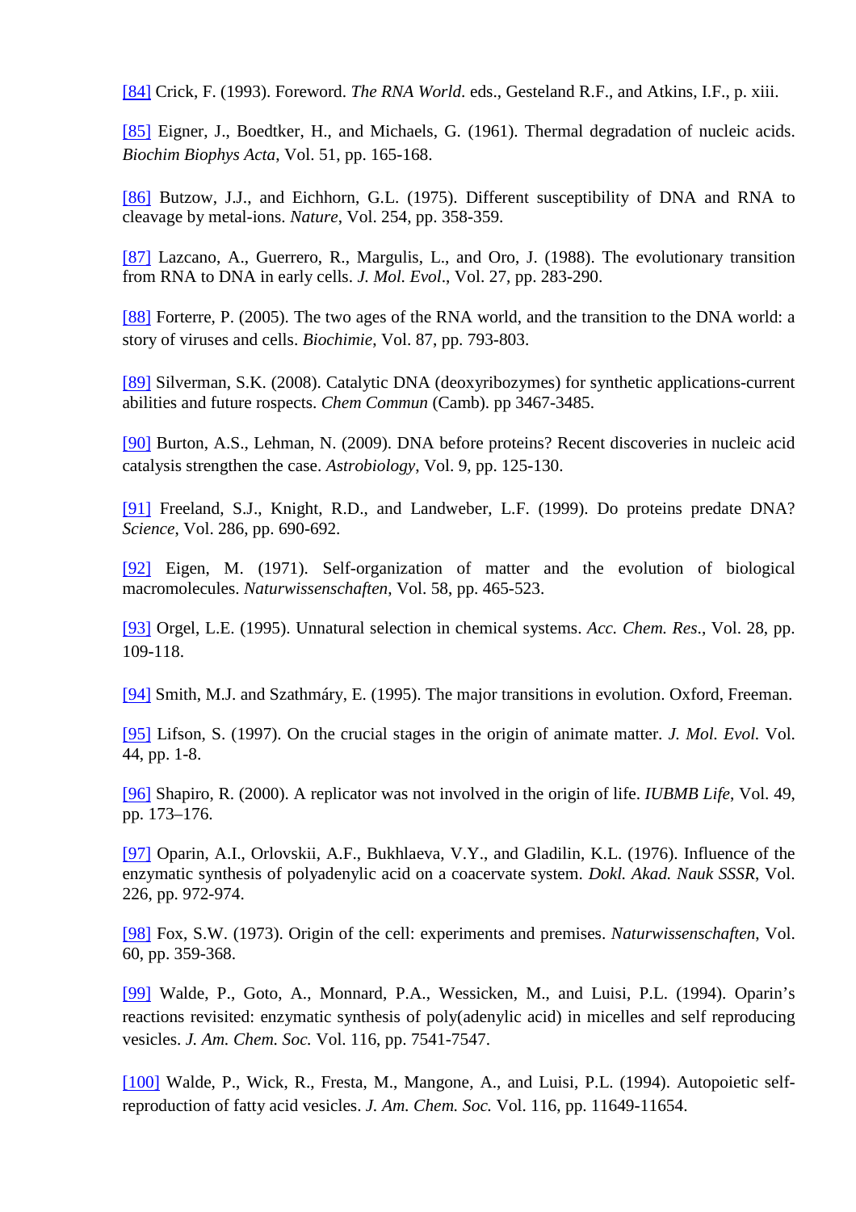[84] Crick, F. (1993). Foreword. *The RNA World*. eds., Gesteland R.F., and Atkins, I.F., p. xiii.

[85] Eigner, J., Boedtker, H., and Michaels, G. (1961). Thermal degradation of nucleic acids. *Biochim Biophys Acta*, Vol. 51, pp. 165-168.

[86] Butzow, J.J., and Eichhorn, G.L. (1975). Different susceptibility of DNA and RNA to cleavage by metal-ions. *Nature*, Vol. 254, pp. 358-359.

[87] Lazcano, A., Guerrero, R., Margulis, L., and Oro, J. (1988). The evolutionary transition from RNA to DNA in early cells. *J. Mol. Evol*., Vol. 27, pp. 283-290.

[88] Forterre, P. (2005). The two ages of the RNA world, and the transition to the DNA world: a story of viruses and cells. *Biochimie*, Vol. 87, pp. 793-803.

[89] Silverman, S.K. (2008). Catalytic DNA (deoxyribozymes) for synthetic applications-current abilities and future rospects. *Chem Commun* (Camb). pp 3467-3485.

[90] Burton, A.S., Lehman, N. (2009). DNA before proteins? Recent discoveries in nucleic acid catalysis strengthen the case. *Astrobiology*, Vol. 9, pp. 125-130.

[91] Freeland, S.J., Knight, R.D., and Landweber, L.F. (1999). Do proteins predate DNA? *Science*, Vol. 286, pp. 690-692.

[92] Eigen, M. (1971). Self-organization of matter and the evolution of biological macromolecules. *Naturwissenschaften*, Vol. 58, pp. 465-523.

[93] Orgel, L.E. (1995). Unnatural selection in chemical systems. *Acc. Chem. Res*., Vol. 28, pp. 109-118.

[94] Smith, M.J. and Szathmáry, E. (1995). The major transitions in evolution. Oxford, Freeman.

[95] Lifson, S. (1997). On the crucial stages in the origin of animate matter. *J. Mol. Evol.* Vol. 44, pp. 1-8.

[96] Shapiro, R. (2000). A replicator was not involved in the origin of life. *IUBMB Life*, Vol. 49, pp. 173–176.

[97] Oparin, A.I., Orlovskii, A.F., Bukhlaeva, V.Y., and Gladilin, K.L. (1976). Influence of the enzymatic synthesis of polyadenylic acid on a coacervate system. *Dokl. Akad. Nauk SSSR*, Vol. 226, pp. 972-974.

[98] Fox, S.W. (1973). Origin of the cell: experiments and premises. *Naturwissenschaften*, Vol. 60, pp. 359-368.

[99] Walde, P., Goto, A., Monnard, P.A., Wessicken, M., and Luisi, P.L. (1994). Oparin's reactions revisited: enzymatic synthesis of poly(adenylic acid) in micelles and self reproducing vesicles. *J. Am. Chem. Soc.* Vol. 116, pp. 7541-7547.

[100] Walde, P., Wick, R., Fresta, M., Mangone, A., and Luisi, P.L. (1994). Autopoietic self-reproduction of fatty acid vesicles. *J. Am. Chem. Soc.* Vol. 116, pp. 11649-11654.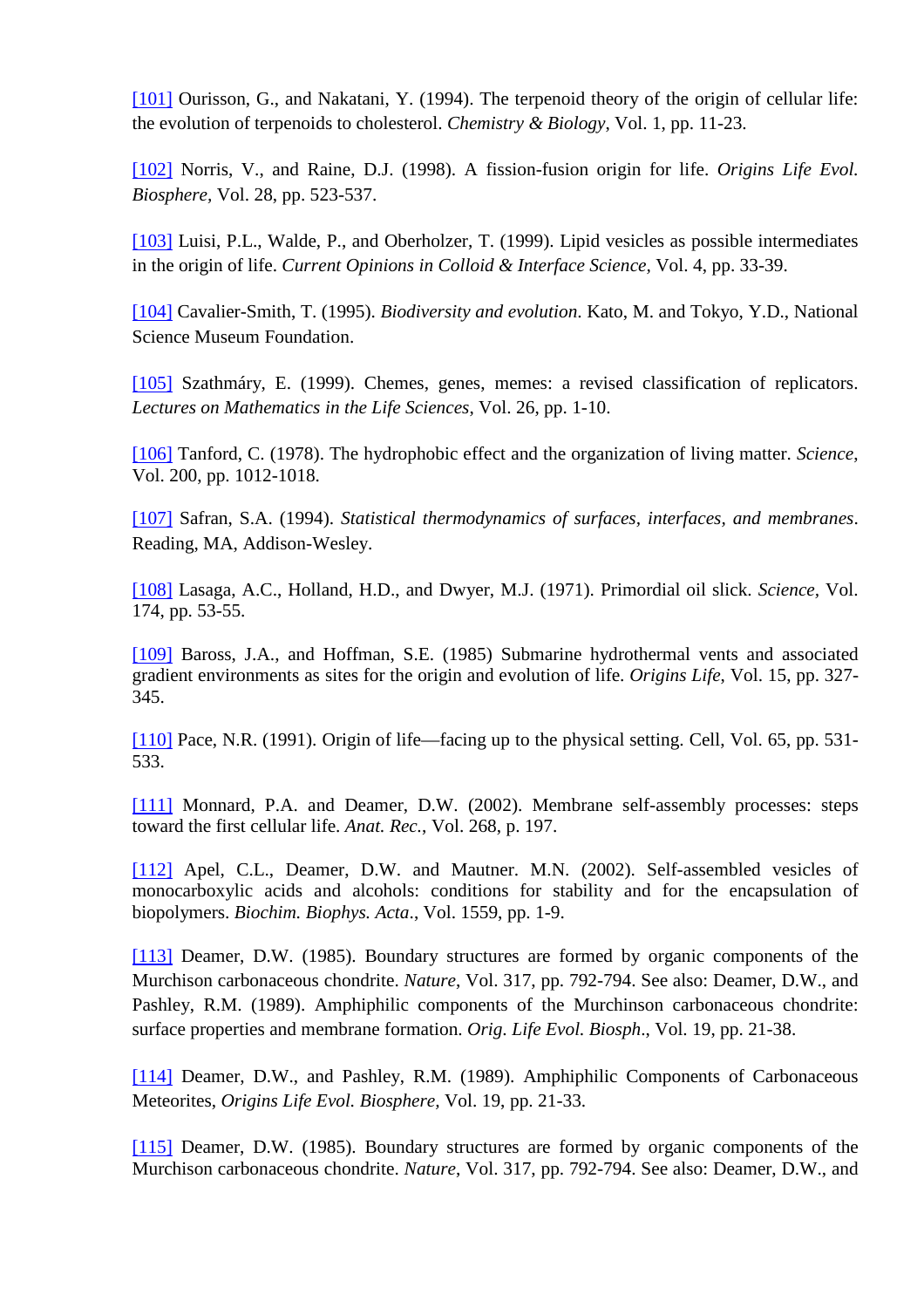[101] Ourisson, G., and Nakatani, Y. (1994). The terpenoid theory of the origin of cellular life: the evolution of terpenoids to cholesterol. *Chemistry & Biology*, Vol. 1, pp. 11-23.

[102] Norris, V., and Raine, D.J. (1998). A fission-fusion origin for life. *Origins Life Evol. Biosphere*, Vol. 28, pp. 523-537.

[103] Luisi, P.L., Walde, P., and Oberholzer, T. (1999). Lipid vesicles as possible intermediates in the origin of life. *Current Opinions in Colloid & Interface Science*, Vol. 4, pp. 33-39.

[104] Cavalier-Smith, T. (1995). *Biodiversity and evolution*. Kato, M. and Tokyo, Y.D., National Science Museum Foundation.

[105] Szathmáry, E. (1999). Chemes, genes, memes: a revised classification of replicators. *Lectures on Mathematics in the Life Sciences*, Vol. 26, pp. 1-10.

[106] Tanford, C. (1978). The hydrophobic effect and the organization of living matter. *Science*, Vol. 200, pp. 1012-1018.

[107] Safran, S.A. (1994). *Statistical thermodynamics of surfaces, interfaces, and membranes*. Reading, MA, Addison-Wesley.

[108] Lasaga, A.C., Holland, H.D., and Dwyer, M.J. (1971). Primordial oil slick. *Science*, Vol. 174, pp. 53-55.

[109] Baross, J.A., and Hoffman, S.E. (1985) Submarine hydrothermal vents and associated gradient environments as sites for the origin and evolution of life. *Origins Life*, Vol. 15, pp. 327-345.

[110] Pace, N.R. (1991). Origin of life—facing up to the physical setting. Cell, Vol. 65, pp. 531-533.

[111] Monnard, P.A. and Deamer, D.W. (2002). Membrane self-assembly processes: steps toward the first cellular life. *Anat. Rec.*, Vol. 268, p. 197.

[112] Apel, C.L., Deamer, D.W. and Mautner. M.N. (2002). Self-assembled vesicles of monocarboxylic acids and alcohols: conditions for stability and for the encapsulation of biopolymers. *Biochim. Biophys. Acta*., Vol. 1559, pp. 1-9.

[113] Deamer, D.W. (1985). Boundary structures are formed by organic components of the Murchison carbonaceous chondrite. *Nature*, Vol. 317, pp. 792-794. See also: Deamer, D.W., and Pashley, R.M. (1989). Amphiphilic components of the Murchinson carbonaceous chondrite: surface properties and membrane formation. *Orig. Life Evol. Biosph*., Vol. 19, pp. 21-38.

[114] Deamer, D.W., and Pashley, R.M. (1989). Amphiphilic Components of Carbonaceous Meteorites, *Origins Life Evol. Biosphere*, Vol. 19, pp. 21-33.

[115] Deamer, D.W. (1985). Boundary structures are formed by organic components of the Murchison carbonaceous chondrite. *Nature*, Vol. 317, pp. 792-794. See also: Deamer, D.W., and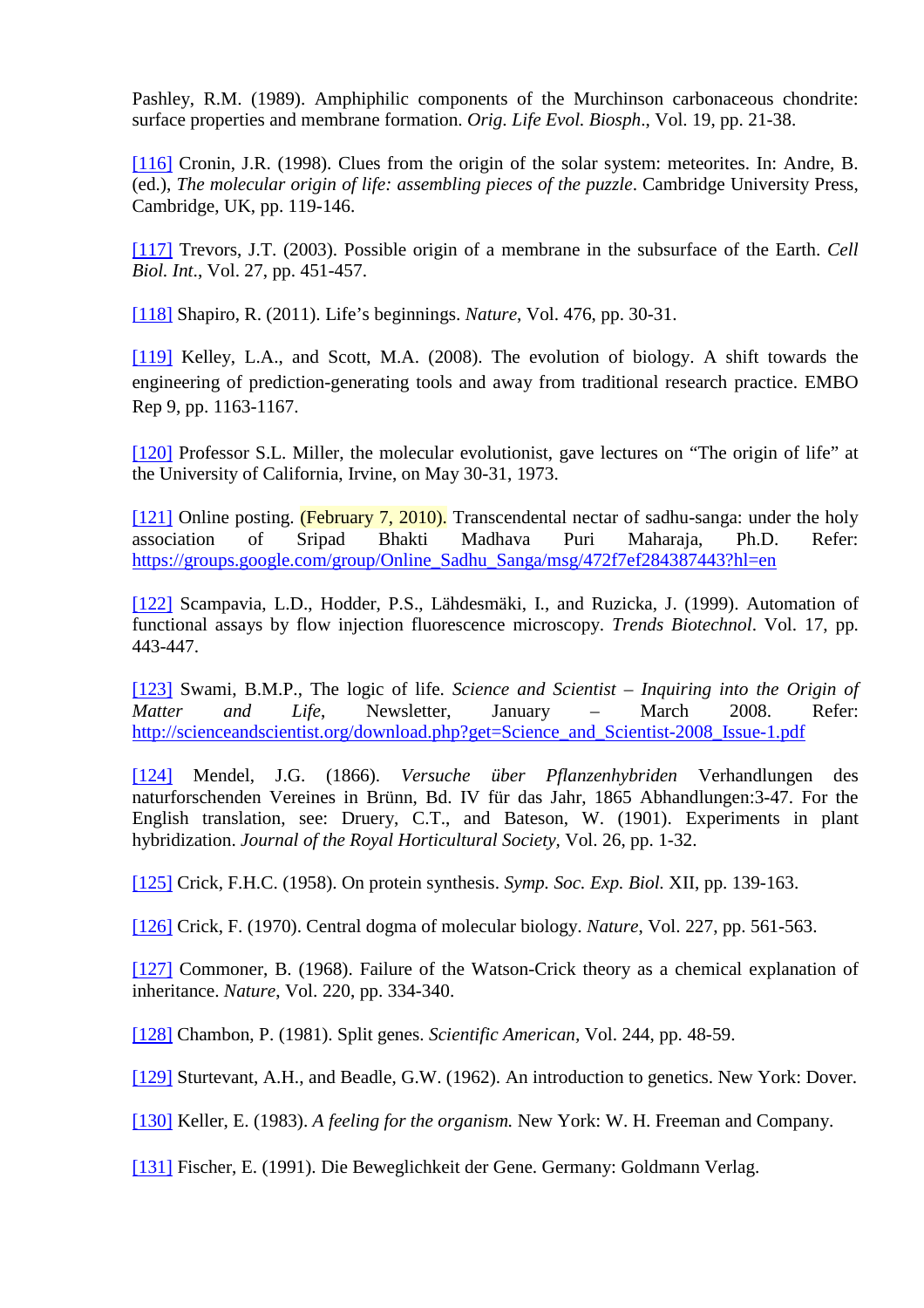Pashley, R.M. (1989). Amphiphilic components of the Murchinson carbonaceous chondrite: surface properties and membrane formation. *Orig. Life Evol. Biosph*., Vol. 19, pp. 21-38.

[116] Cronin, J.R. (1998). Clues from the origin of the solar system: meteorites. In: Andre, B. (ed.), *The molecular origin of life: assembling pieces of the puzzle*. Cambridge University Press, Cambridge, UK, pp. 119-146.

[117] Trevors, J.T. (2003). Possible origin of a membrane in the subsurface of the Earth. *Cell Biol. Int*., Vol. 27, pp. 451-457.

[118] Shapiro, R. (2011). Life's beginnings. *Nature*, Vol. 476, pp. 30-31.

[119] Kelley, L.A., and Scott, M.A. (2008). The evolution of biology. A shift towards the engineering of prediction-generating tools and away from traditional research practice. EMBO Rep 9, pp. 1163-1167.

[120] Professor S.L. Miller, the molecular evolutionist, gave lectures on "The origin of life" at the University of California, Irvine, on May 30-31, 1973.

[121] Online posting. (February 7, 2010). Transcendental nectar of sadhu-sanga: under the holy association of Sripad Bhakti Madhava Puri Maharaja, Ph.D. Refer: https://groups.google.com/group/Online_Sadhu_Sanga/msg/472f7ef284387443?hl=en

[122] Scampavia, L.D., Hodder, P.S., Lähdesmäki, I., and Ruzicka, J. (1999). Automation of functional assays by flow injection fluorescence microscopy. *Trends Biotechnol*. Vol. 17, pp. 443-447.

[123] Swami, B.M.P., The logic of life. *Science and Scientist – Inquiring into the Origin of Matter and Life*, Newsletter, January – March 2008. Refer: http://scienceandscientist.org/download.php?get=Science_and_Scientist-2008_Issue-1.pdf

[124] Mendel, J.G. (1866). *Versuche über Pflanzenhybriden* Verhandlungen des naturforschenden Vereines in Brünn, Bd. IV für das Jahr, 1865 Abhandlungen:3-47. For the English translation, see: Druery, C.T., and Bateson, W. (1901). Experiments in plant hybridization. *Journal of the Royal Horticultural Society,* Vol. 26, pp. 1-32.

[125] Crick, F.H.C. (1958). On protein synthesis. *Symp. Soc. Exp. Biol.* XII, pp. 139-163.

[126] Crick, F. (1970). Central dogma of molecular biology. *Nature*, Vol. 227, pp. 561-563.

[127] Commoner, B. (1968). Failure of the Watson-Crick theory as a chemical explanation of inheritance. *Nature*, Vol. 220, pp. 334-340.

[128] Chambon, P. (1981). Split genes. *Scientific American*, Vol. 244, pp. 48-59.

[129] Sturtevant, A.H., and Beadle, G.W. (1962). An introduction to genetics. New York: Dover.

[130] Keller, E. (1983). *A feeling for the organism.* New York: W. H. Freeman and Company.

[131] Fischer, E. (1991). Die Beweglichkeit der Gene. Germany: Goldmann Verlag.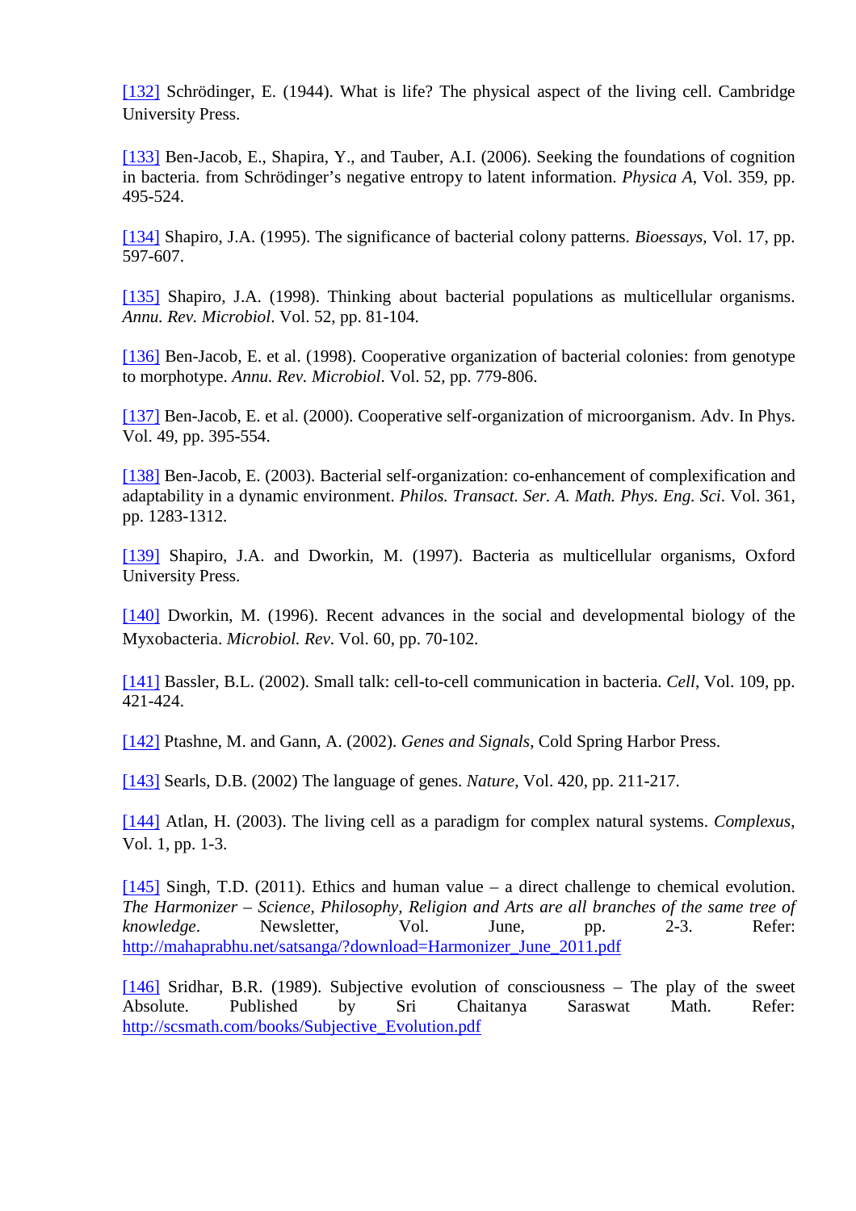[132] Schrödinger, E. (1944). What is life? The physical aspect of the living cell. Cambridge University Press.

[133] Ben-Jacob, E., Shapira, Y., and Tauber, A.I. (2006). Seeking the foundations of cognition in bacteria. from Schrödinger's negative entropy to latent information. *Physica A*, Vol. 359, pp. 495-524.

[134] Shapiro, J.A. (1995). The significance of bacterial colony patterns. *Bioessays*, Vol. 17, pp. 597-607.

[135] Shapiro, J.A. (1998). Thinking about bacterial populations as multicellular organisms. *Annu. Rev. Microbiol*. Vol. 52, pp. 81-104.

[136] Ben-Jacob, E. et al. (1998). Cooperative organization of bacterial colonies: from genotype to morphotype. *Annu. Rev. Microbiol*. Vol. 52, pp. 779-806.

[137] Ben-Jacob, E. et al. (2000). Cooperative self-organization of microorganism. Adv. In Phys. Vol. 49, pp. 395-554.

[138] Ben-Jacob, E. (2003). Bacterial self-organization: co-enhancement of complexification and adaptability in a dynamic environment. *Philos. Transact. Ser. A. Math. Phys. Eng. Sci*. Vol. 361, pp. 1283-1312.

[139] Shapiro, J.A. and Dworkin, M. (1997). Bacteria as multicellular organisms, Oxford University Press.

[140] Dworkin, M. (1996). Recent advances in the social and developmental biology of the Myxobacteria. *Microbiol. Rev*. Vol. 60, pp. 70-102.

[141] Bassler, B.L. (2002). Small talk: cell-to-cell communication in bacteria. *Cell*, Vol. 109, pp. 421-424.

[142] Ptashne, M. and Gann, A. (2002). *Genes and Signals*, Cold Spring Harbor Press.

[143] Searls, D.B. (2002) The language of genes. *Nature*, Vol. 420, pp. 211-217.

[144] Atlan, H. (2003). The living cell as a paradigm for complex natural systems. *Complexus*, Vol. 1, pp. 1-3.

[145] Singh, T.D. (2011). Ethics and human value – a direct challenge to chemical evolution. *The Harmonizer – Science, Philosophy, Religion and Arts are all branches of the same tree of knowledge*. Newsletter, Vol. June, pp. 2-3. Refer: http://mahaprabhu.net/satsanga/?download=Harmonizer_June_2011.pdf

[146] Sridhar, B.R. (1989). Subjective evolution of consciousness – The play of the sweet Absolute. Published by Sri Chaitanya Saraswat Math. Refer: http://scsmath.com/books/Subjective_Evolution.pdf